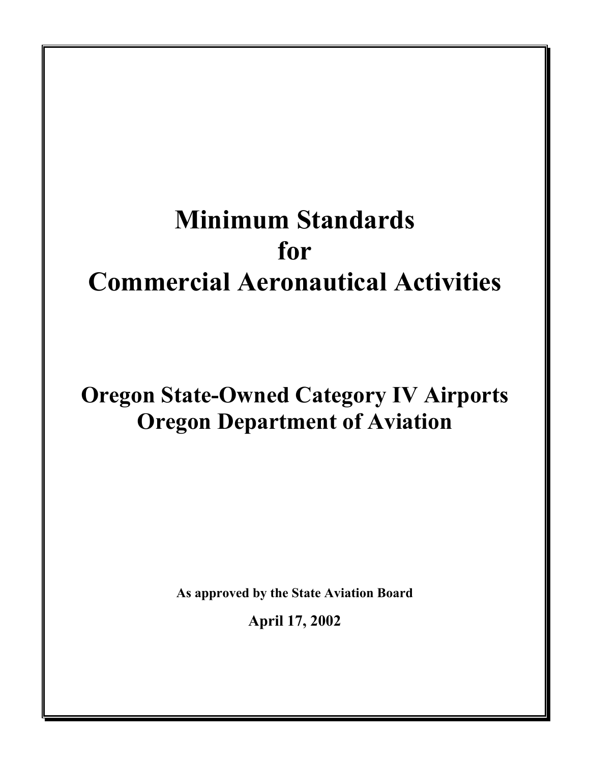# Minimum Standards for Commercial Aeronautical Activities

## Oregon State-Owned Category IV Airports
## Oregon Department of Aviation

**As approved by the State Aviation Board**

**April 17, 2002**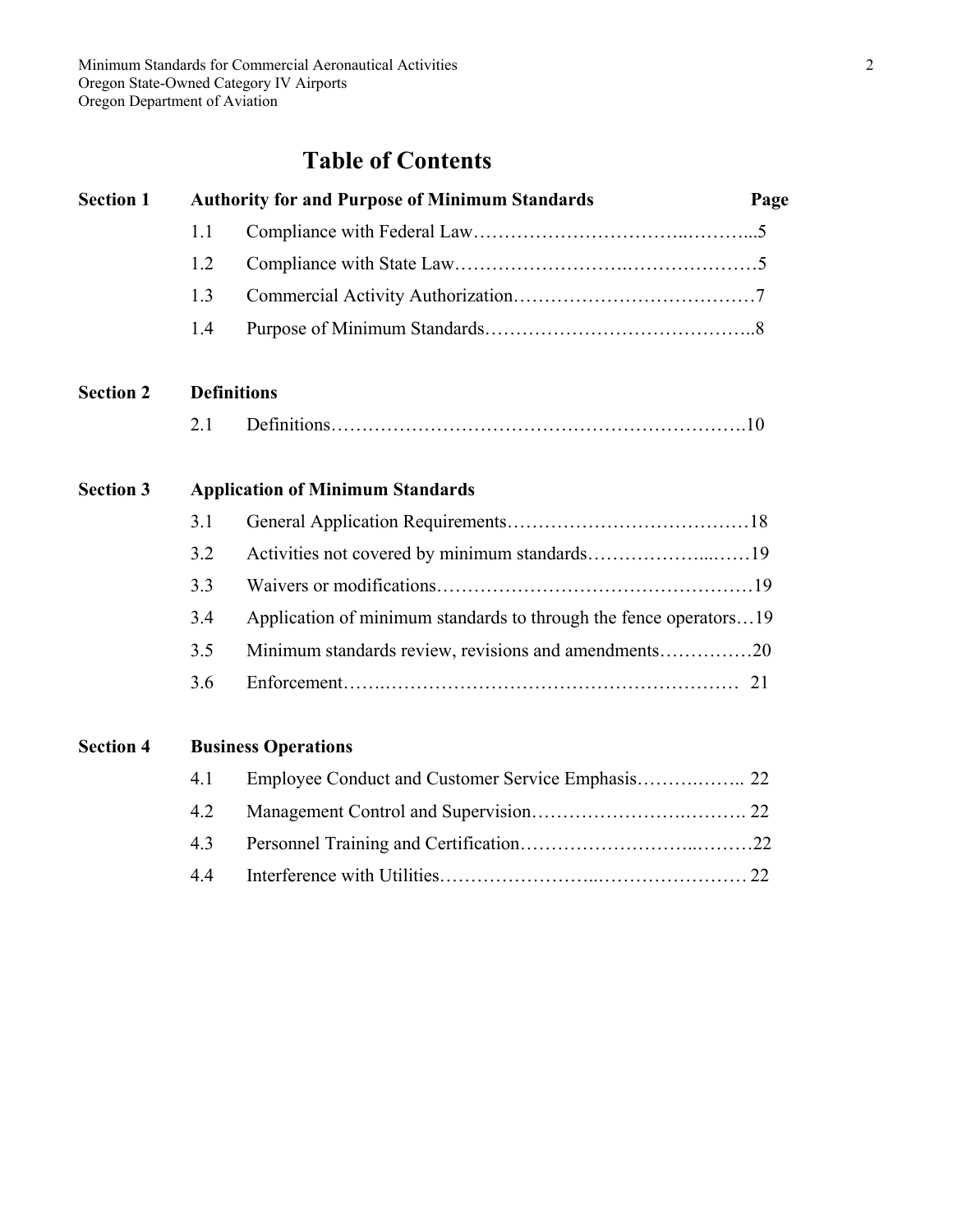# Table of Contents

| Section | | | Page |
|---|---|---|---|
| **Section 1** | **Authority for and Purpose of Minimum Standards** | | |
| | 1.1 | Compliance with Federal Law | 5 |
| | 1.2 | Compliance with State Law | 5 |
| | 1.3 | Commercial Activity Authorization | 7 |
| | 1.4 | Purpose of Minimum Standards | 8 |
| **Section 2** | **Definitions** | | |
| | 2.1 | Definitions | 10 |
| **Section 3** | **Application of Minimum Standards** | | |
| | 3.1 | General Application Requirements | 18 |
| | 3.2 | Activities not covered by minimum standards | 19 |
| | 3.3 | Waivers or modifications | 19 |
| | 3.4 | Application of minimum standards to through the fence operators | 19 |
| | 3.5 | Minimum standards review, revisions and amendments | 20 |
| | 3.6 | Enforcement | 21 |
| **Section 4** | **Business Operations** | | |
| | 4.1 | Employee Conduct and Customer Service Emphasis | 22 |
| | 4.2 | Management Control and Supervision | 22 |
| | 4.3 | Personnel Training and Certification | 22 |
| | 4.4 | Interference with Utilities | 22 |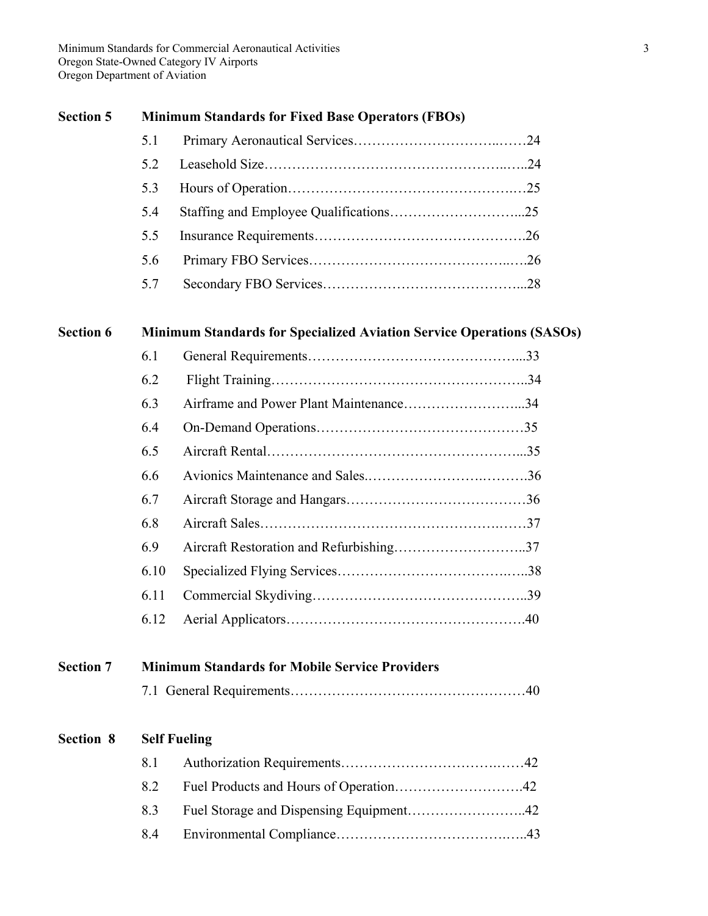**Section 5 Minimum Standards for Fixed Base Operators (FBOs)**

5.1 Primary Aeronautical Services……………………………..……24

5.2 Leasehold Size…………………………………………………..…..24

5.3 Hours of Operation……………………………………………..…25

5.4 Staffing and Employee Qualifications………………………...25

5.5 Insurance Requirements…………………………………………….26

5.6 Primary FBO Services…………………………………………..….26

5.7 Secondary FBO Services……………………………………….…...28

**Section 6 Minimum Standards for Specialized Aviation Service Operations (SASOs)**

6.1 General Requirements………………………………………...33

6.2 Flight Training……………………………………………………..34

6.3 Airframe and Power Plant Maintenance……………………...34

6.4 On-Demand Operations……………………………………………35

6.5 Aircraft Rental……………………………………………………...35

6.6 Avionics Maintenance and Sales.………………………….……….36

6.7 Aircraft Storage and Hangars………………………………………36

6.8 Aircraft Sales……………………………………………….………37

6.9 Aircraft Restoration and Refurbishing……………………….....37

6.10 Specialized Flying Services……………………………….…..38

6.11 Commercial Skydiving…………………………………………..39

6.12 Aerial Applicators…………………………………………………40

**Section 7 Minimum Standards for Mobile Service Providers**

7.1 General Requirements……………………………………….……40

**Section 8 Self Fueling**

8.1 Authorization Requirements………………………………..……42

8.2 Fuel Products and Hours of Operation……………………….42

8.3 Fuel Storage and Dispensing Equipment……………………..42

8.4 Environmental Compliance……………………………….…..43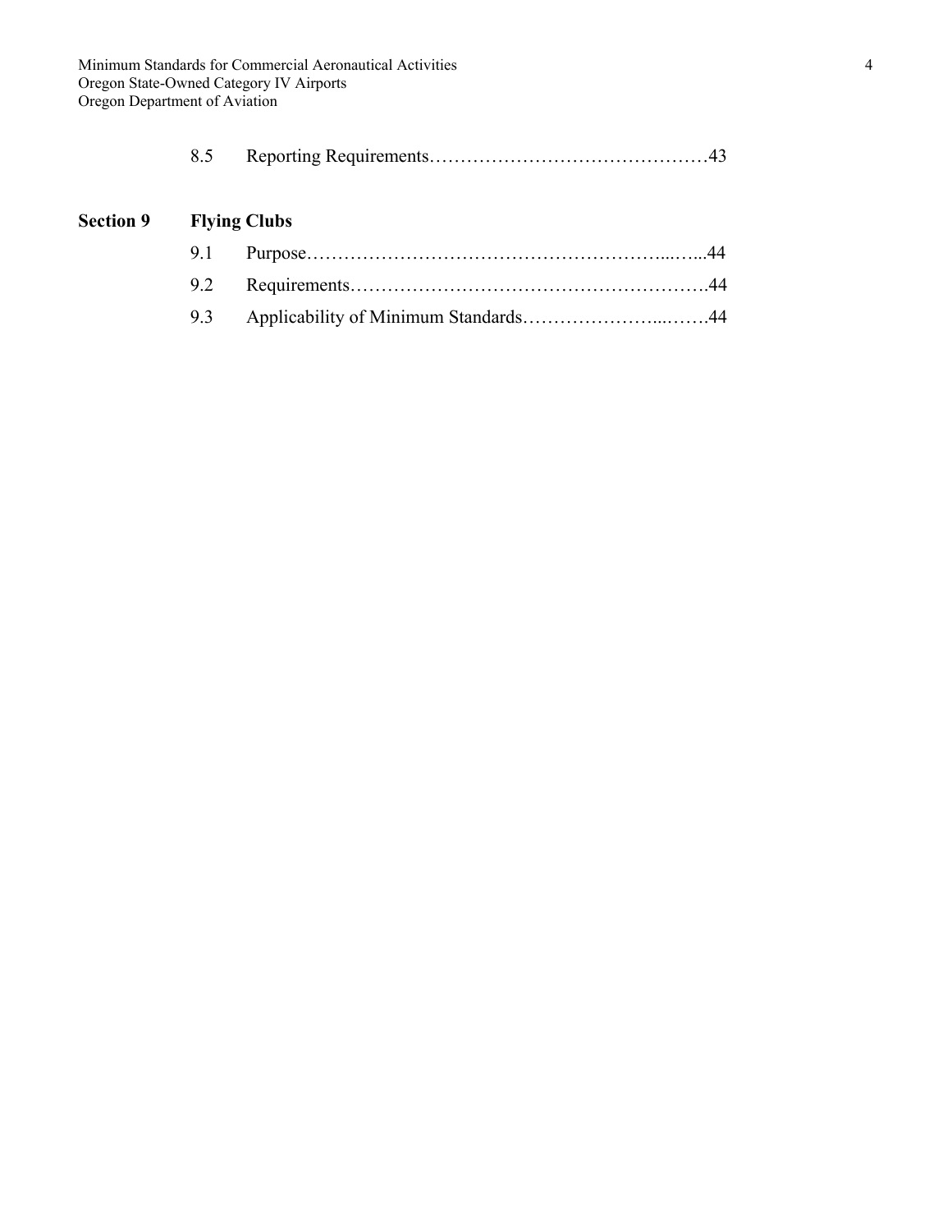8.5 Reporting Requirements……………………………………43

**Section 9 Flying Clubs**

9.1 Purpose…………………………………………………...…...44

9.2 Requirements………………………………………………….44

9.3 Applicability of Minimum Standards…………………...…….44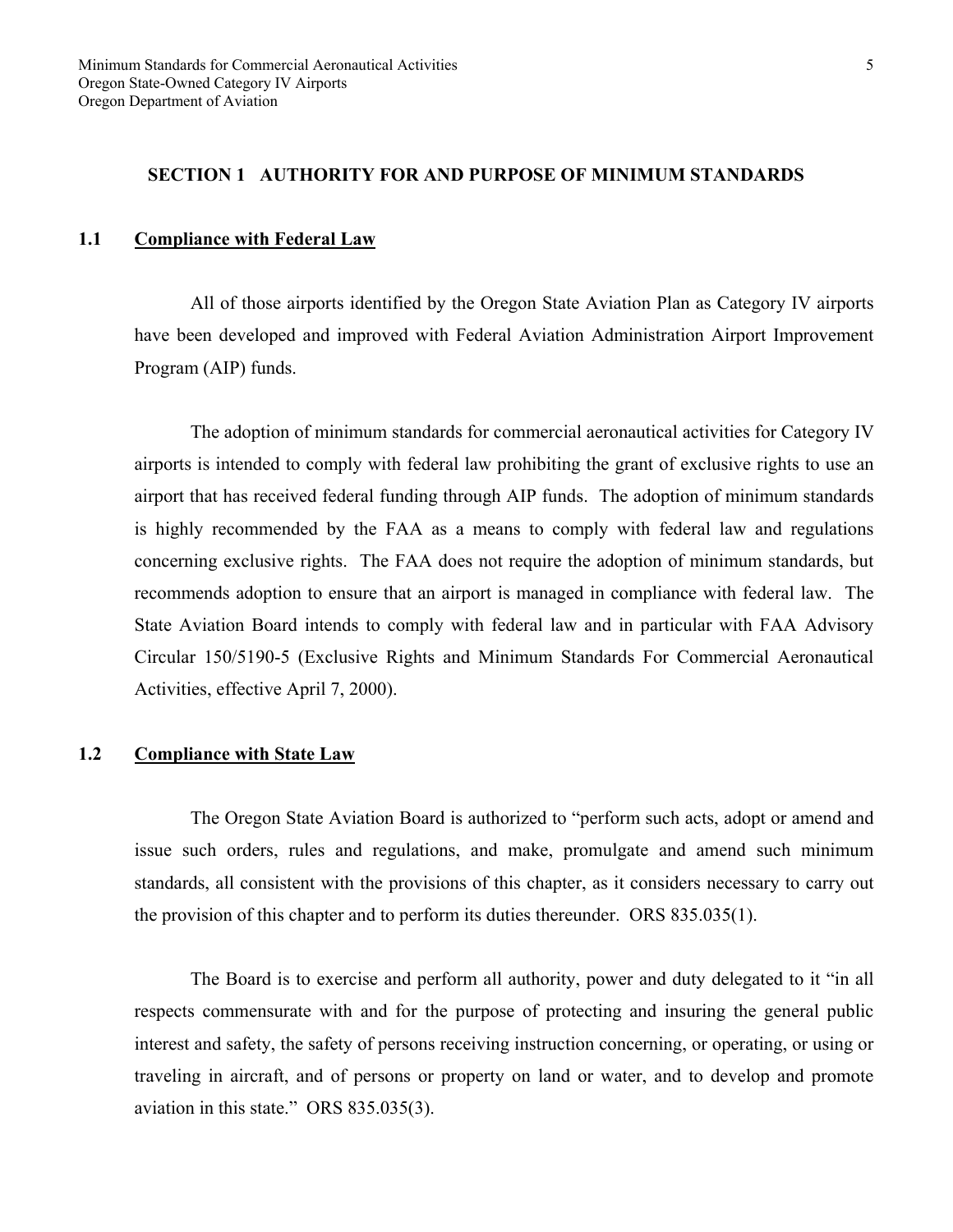## SECTION 1 AUTHORITY FOR AND PURPOSE OF MINIMUM STANDARDS

### 1.1 Compliance with Federal Law

All of those airports identified by the Oregon State Aviation Plan as Category IV airports have been developed and improved with Federal Aviation Administration Airport Improvement Program (AIP) funds.

The adoption of minimum standards for commercial aeronautical activities for Category IV airports is intended to comply with federal law prohibiting the grant of exclusive rights to use an airport that has received federal funding through AIP funds. The adoption of minimum standards is highly recommended by the FAA as a means to comply with federal law and regulations concerning exclusive rights. The FAA does not require the adoption of minimum standards, but recommends adoption to ensure that an airport is managed in compliance with federal law. The State Aviation Board intends to comply with federal law and in particular with FAA Advisory Circular 150/5190-5 (Exclusive Rights and Minimum Standards For Commercial Aeronautical Activities, effective April 7, 2000).

### 1.2 Compliance with State Law

The Oregon State Aviation Board is authorized to "perform such acts, adopt or amend and issue such orders, rules and regulations, and make, promulgate and amend such minimum standards, all consistent with the provisions of this chapter, as it considers necessary to carry out the provision of this chapter and to perform its duties thereunder. ORS 835.035(1).

The Board is to exercise and perform all authority, power and duty delegated to it "in all respects commensurate with and for the purpose of protecting and insuring the general public interest and safety, the safety of persons receiving instruction concerning, or operating, or using or traveling in aircraft, and of persons or property on land or water, and to develop and promote aviation in this state." ORS 835.035(3).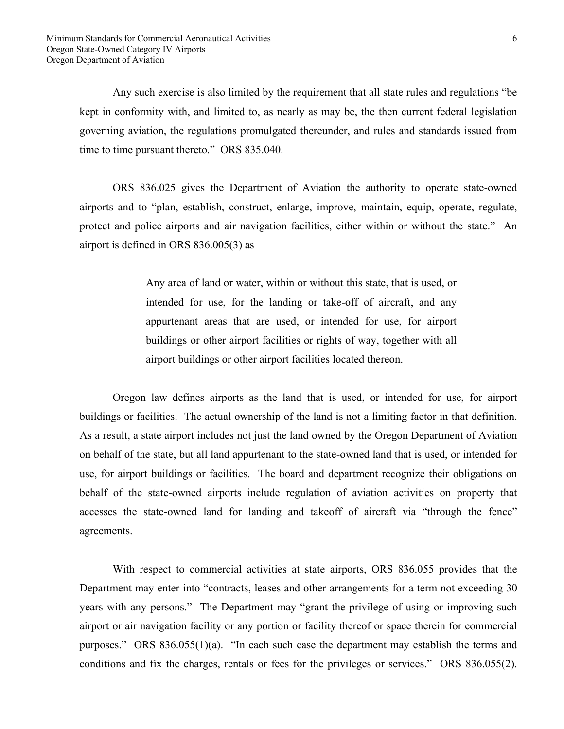Any such exercise is also limited by the requirement that all state rules and regulations "be kept in conformity with, and limited to, as nearly as may be, the then current federal legislation governing aviation, the regulations promulgated thereunder, and rules and standards issued from time to time pursuant thereto." ORS 835.040.

ORS 836.025 gives the Department of Aviation the authority to operate state-owned airports and to "plan, establish, construct, enlarge, improve, maintain, equip, operate, regulate, protect and police airports and air navigation facilities, either within or without the state." An airport is defined in ORS 836.005(3) as

> Any area of land or water, within or without this state, that is used, or intended for use, for the landing or take-off of aircraft, and any appurtenant areas that are used, or intended for use, for airport buildings or other airport facilities or rights of way, together with all airport buildings or other airport facilities located thereon.

Oregon law defines airports as the land that is used, or intended for use, for airport buildings or facilities. The actual ownership of the land is not a limiting factor in that definition. As a result, a state airport includes not just the land owned by the Oregon Department of Aviation on behalf of the state, but all land appurtenant to the state-owned land that is used, or intended for use, for airport buildings or facilities. The board and department recognize their obligations on behalf of the state-owned airports include regulation of aviation activities on property that accesses the state-owned land for landing and takeoff of aircraft via "through the fence" agreements.

With respect to commercial activities at state airports, ORS 836.055 provides that the Department may enter into "contracts, leases and other arrangements for a term not exceeding 30 years with any persons." The Department may "grant the privilege of using or improving such airport or air navigation facility or any portion or facility thereof or space therein for commercial purposes." ORS 836.055(1)(a). "In each such case the department may establish the terms and conditions and fix the charges, rentals or fees for the privileges or services." ORS 836.055(2).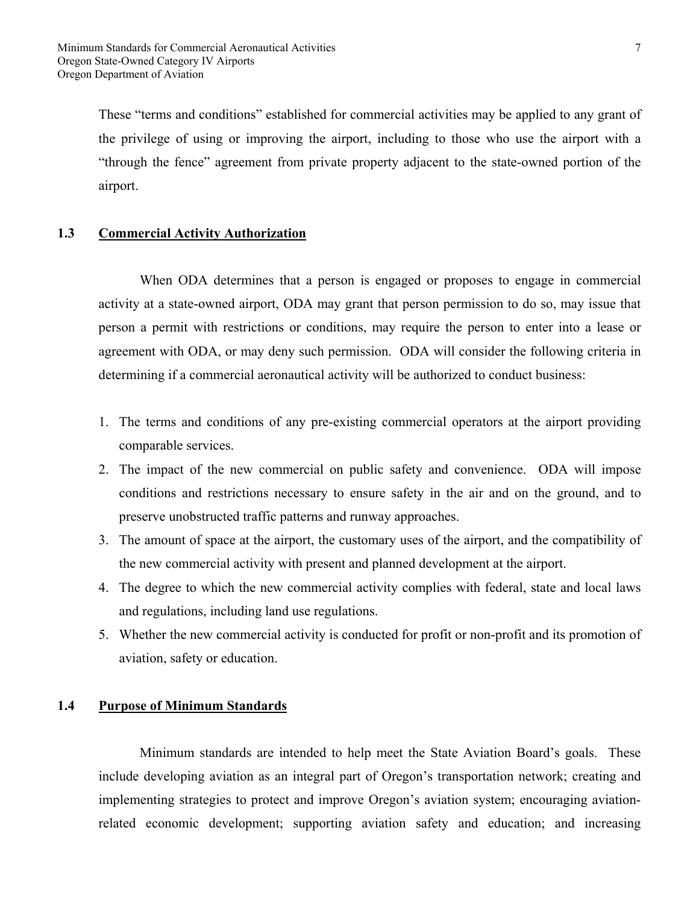These "terms and conditions" established for commercial activities may be applied to any grant of the privilege of using or improving the airport, including to those who use the airport with a "through the fence" agreement from private property adjacent to the state-owned portion of the airport.

## 1.3 Commercial Activity Authorization

When ODA determines that a person is engaged or proposes to engage in commercial activity at a state-owned airport, ODA may grant that person permission to do so, may issue that person a permit with restrictions or conditions, may require the person to enter into a lease or agreement with ODA, or may deny such permission. ODA will consider the following criteria in determining if a commercial aeronautical activity will be authorized to conduct business:

1. The terms and conditions of any pre-existing commercial operators at the airport providing comparable services.
2. The impact of the new commercial on public safety and convenience. ODA will impose conditions and restrictions necessary to ensure safety in the air and on the ground, and to preserve unobstructed traffic patterns and runway approaches.
3. The amount of space at the airport, the customary uses of the airport, and the compatibility of the new commercial activity with present and planned development at the airport.
4. The degree to which the new commercial activity complies with federal, state and local laws and regulations, including land use regulations.
5. Whether the new commercial activity is conducted for profit or non-profit and its promotion of aviation, safety or education.

## 1.4 Purpose of Minimum Standards

Minimum standards are intended to help meet the State Aviation Board's goals. These include developing aviation as an integral part of Oregon's transportation network; creating and implementing strategies to protect and improve Oregon's aviation system; encouraging aviation-related economic development; supporting aviation safety and education; and increasing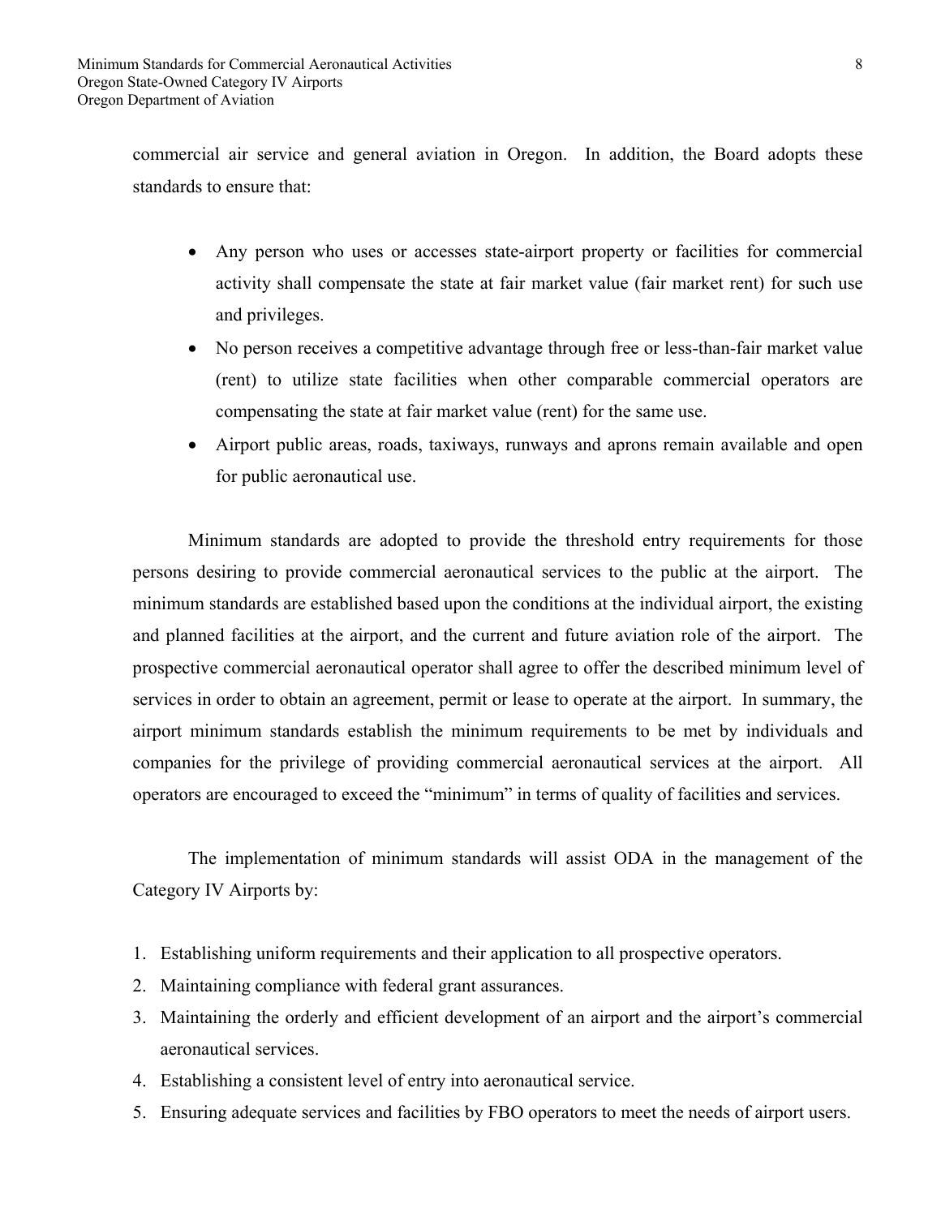commercial air service and general aviation in Oregon. In addition, the Board adopts these standards to ensure that:

- Any person who uses or accesses state-airport property or facilities for commercial activity shall compensate the state at fair market value (fair market rent) for such use and privileges.
- No person receives a competitive advantage through free or less-than-fair market value (rent) to utilize state facilities when other comparable commercial operators are compensating the state at fair market value (rent) for the same use.
- Airport public areas, roads, taxiways, runways and aprons remain available and open for public aeronautical use.

Minimum standards are adopted to provide the threshold entry requirements for those persons desiring to provide commercial aeronautical services to the public at the airport. The minimum standards are established based upon the conditions at the individual airport, the existing and planned facilities at the airport, and the current and future aviation role of the airport. The prospective commercial aeronautical operator shall agree to offer the described minimum level of services in order to obtain an agreement, permit or lease to operate at the airport. In summary, the airport minimum standards establish the minimum requirements to be met by individuals and companies for the privilege of providing commercial aeronautical services at the airport. All operators are encouraged to exceed the "minimum" in terms of quality of facilities and services.

The implementation of minimum standards will assist ODA in the management of the Category IV Airports by:

1. Establishing uniform requirements and their application to all prospective operators.
2. Maintaining compliance with federal grant assurances.
3. Maintaining the orderly and efficient development of an airport and the airport's commercial aeronautical services.
4. Establishing a consistent level of entry into aeronautical service.
5. Ensuring adequate services and facilities by FBO operators to meet the needs of airport users.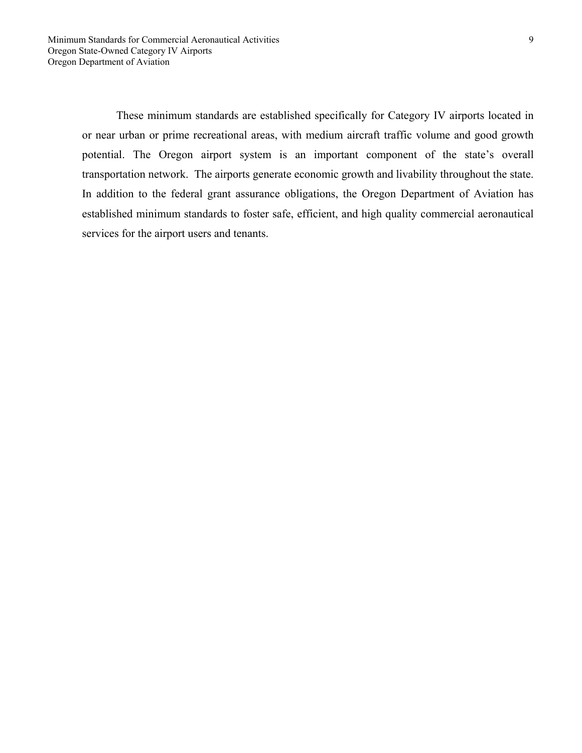These minimum standards are established specifically for Category IV airports located in or near urban or prime recreational areas, with medium aircraft traffic volume and good growth potential. The Oregon airport system is an important component of the state's overall transportation network. The airports generate economic growth and livability throughout the state. In addition to the federal grant assurance obligations, the Oregon Department of Aviation has established minimum standards to foster safe, efficient, and high quality commercial aeronautical services for the airport users and tenants.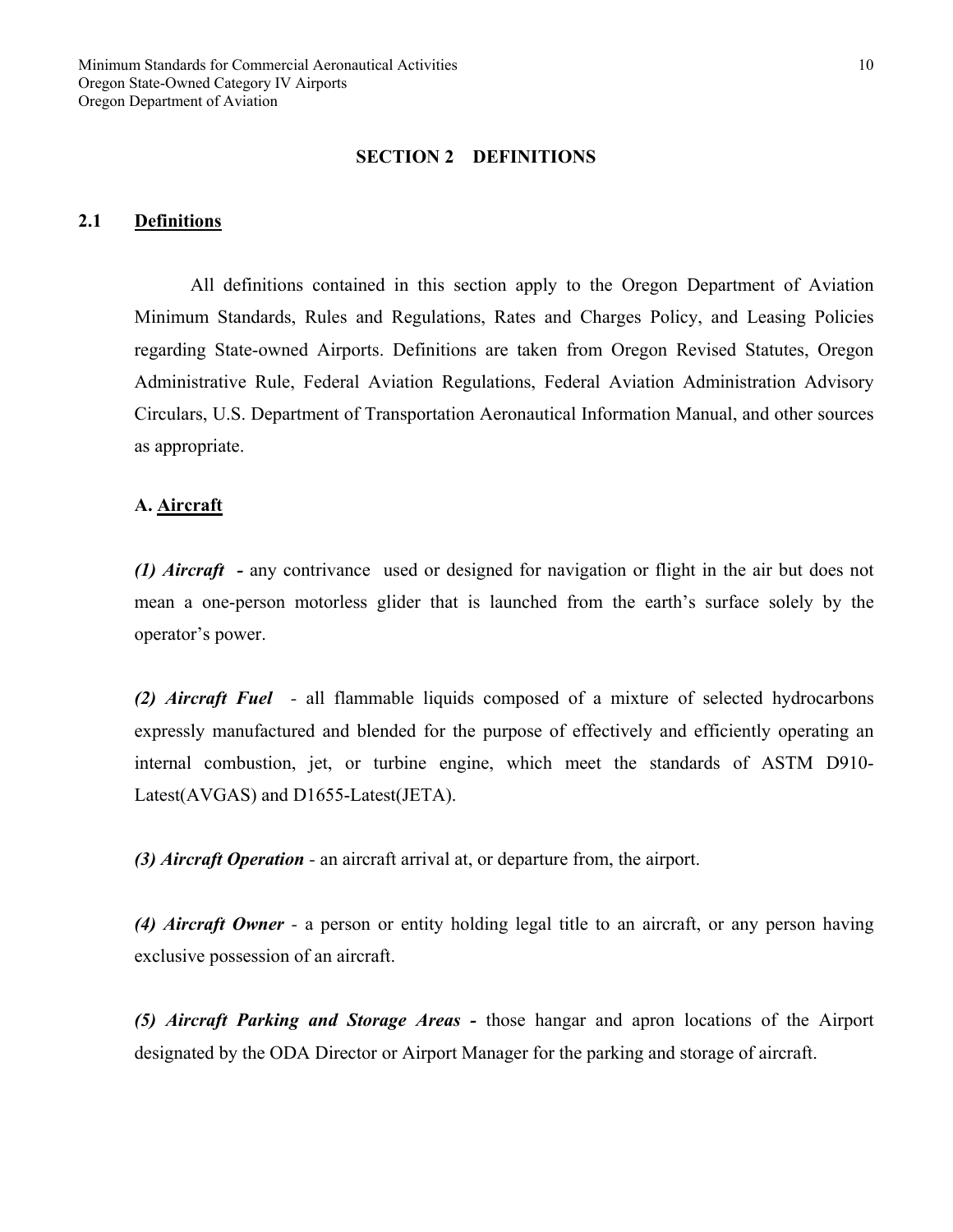## SECTION 2 DEFINITIONS

### 2.1 Definitions

All definitions contained in this section apply to the Oregon Department of Aviation Minimum Standards, Rules and Regulations, Rates and Charges Policy, and Leasing Policies regarding State-owned Airports. Definitions are taken from Oregon Revised Statutes, Oregon Administrative Rule, Federal Aviation Regulations, Federal Aviation Administration Advisory Circulars, U.S. Department of Transportation Aeronautical Information Manual, and other sources as appropriate.

**A. <u>Aircraft</u>**

***(1) Aircraft*** **-** any contrivance used or designed for navigation or flight in the air but does not mean a one-person motorless glider that is launched from the earth's surface solely by the operator's power.

***(2) Aircraft Fuel*** - all flammable liquids composed of a mixture of selected hydrocarbons expressly manufactured and blended for the purpose of effectively and efficiently operating an internal combustion, jet, or turbine engine, which meet the standards of ASTM D910-Latest(AVGAS) and D1655-Latest(JETA).

***(3) Aircraft Operation*** - an aircraft arrival at, or departure from, the airport.

***(4) Aircraft Owner*** - a person or entity holding legal title to an aircraft, or any person having exclusive possession of an aircraft.

***(5) Aircraft Parking and Storage Areas*** **-** those hangar and apron locations of the Airport designated by the ODA Director or Airport Manager for the parking and storage of aircraft.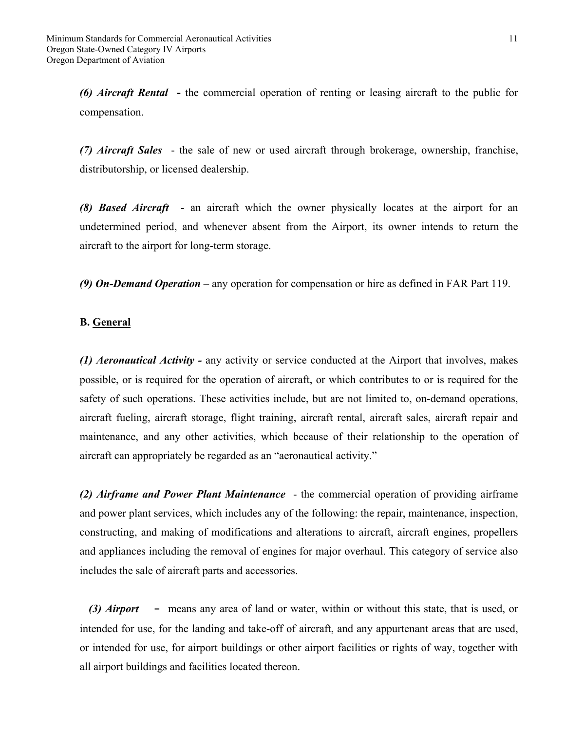***(6) Aircraft Rental*** **-** the commercial operation of renting or leasing aircraft to the public for compensation.

***(7) Aircraft Sales*** - the sale of new or used aircraft through brokerage, ownership, franchise, distributorship, or licensed dealership.

***(8) Based Aircraft*** - an aircraft which the owner physically locates at the airport for an undetermined period, and whenever absent from the Airport, its owner intends to return the aircraft to the airport for long-term storage.

***(9) On-Demand Operation*** – any operation for compensation or hire as defined in FAR Part 119.

**B. <u>General</u>**

***(1) Aeronautical Activity -*** any activity or service conducted at the Airport that involves, makes possible, or is required for the operation of aircraft, or which contributes to or is required for the safety of such operations. These activities include, but are not limited to, on-demand operations, aircraft fueling, aircraft storage, flight training, aircraft rental, aircraft sales, aircraft repair and maintenance, and any other activities, which because of their relationship to the operation of aircraft can appropriately be regarded as an "aeronautical activity."

***(2) Airframe and Power Plant Maintenance*** - the commercial operation of providing airframe and power plant services, which includes any of the following: the repair, maintenance, inspection, constructing, and making of modifications and alterations to aircraft, aircraft engines, propellers and appliances including the removal of engines for major overhaul. This category of service also includes the sale of aircraft parts and accessories.

***(3) Airport*** – means any area of land or water, within or without this state, that is used, or intended for use, for the landing and take-off of aircraft, and any appurtenant areas that are used, or intended for use, for airport buildings or other airport facilities or rights of way, together with all airport buildings and facilities located thereon.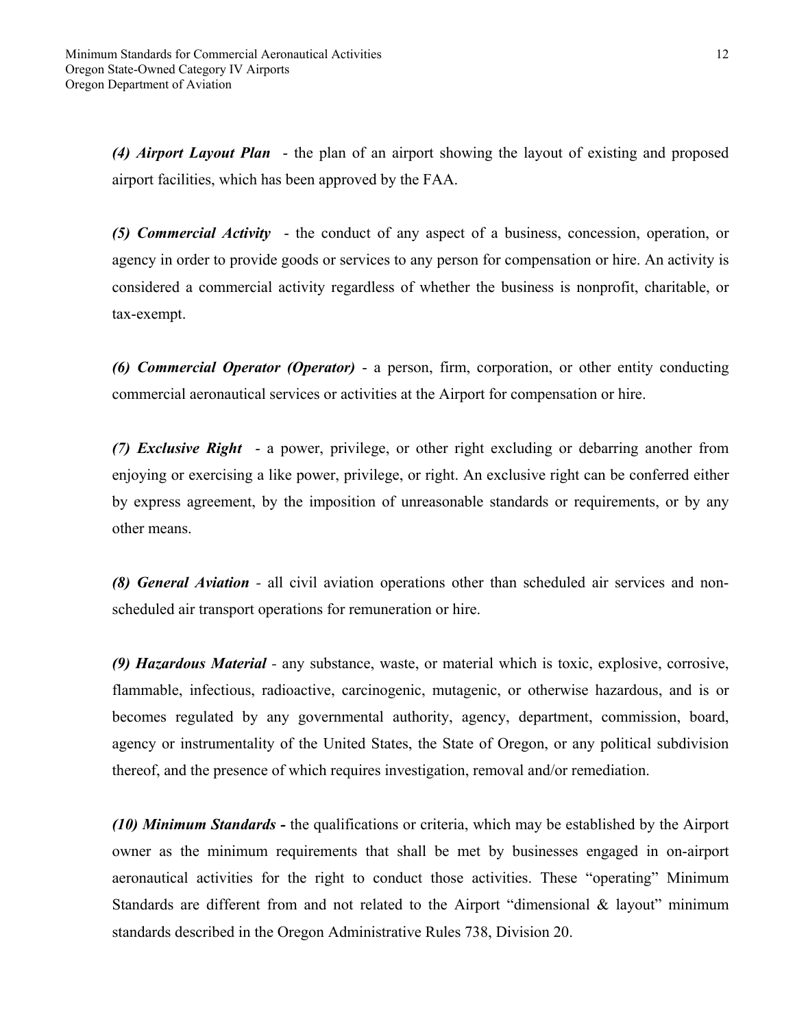***(4) Airport Layout Plan*** - the plan of an airport showing the layout of existing and proposed airport facilities, which has been approved by the FAA.

***(5) Commercial Activity*** - the conduct of any aspect of a business, concession, operation, or agency in order to provide goods or services to any person for compensation or hire. An activity is considered a commercial activity regardless of whether the business is nonprofit, charitable, or tax-exempt.

***(6) Commercial Operator (Operator)*** - a person, firm, corporation, or other entity conducting commercial aeronautical services or activities at the Airport for compensation or hire.

***(7) Exclusive Right*** - a power, privilege, or other right excluding or debarring another from enjoying or exercising a like power, privilege, or right. An exclusive right can be conferred either by express agreement, by the imposition of unreasonable standards or requirements, or by any other means.

***(8) General Aviation*** - all civil aviation operations other than scheduled air services and non-scheduled air transport operations for remuneration or hire.

***(9) Hazardous Material*** - any substance, waste, or material which is toxic, explosive, corrosive, flammable, infectious, radioactive, carcinogenic, mutagenic, or otherwise hazardous, and is or becomes regulated by any governmental authority, agency, department, commission, board, agency or instrumentality of the United States, the State of Oregon, or any political subdivision thereof, and the presence of which requires investigation, removal and/or remediation.

***(10) Minimum Standards -*** the qualifications or criteria, which may be established by the Airport owner as the minimum requirements that shall be met by businesses engaged in on-airport aeronautical activities for the right to conduct those activities. These "operating" Minimum Standards are different from and not related to the Airport "dimensional & layout" minimum standards described in the Oregon Administrative Rules 738, Division 20.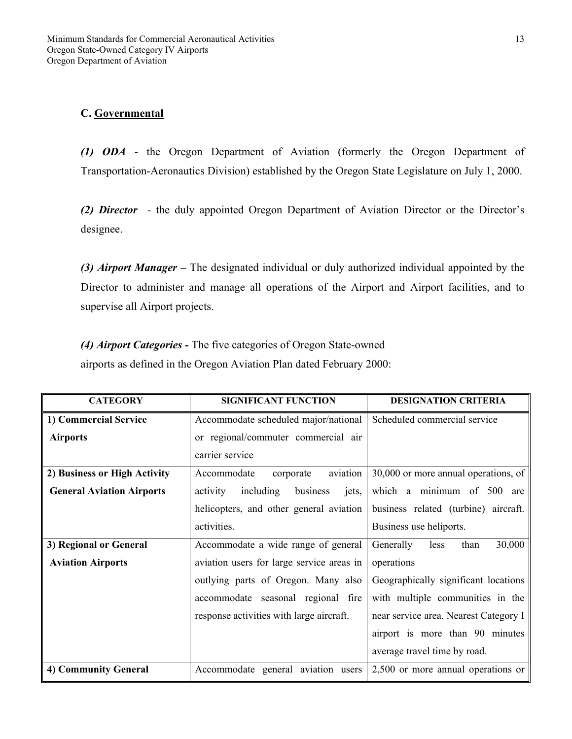## C. Governmental

***(1) ODA*** - the Oregon Department of Aviation (formerly the Oregon Department of Transportation-Aeronautics Division) established by the Oregon State Legislature on July 1, 2000.

***(2) Director*** - the duly appointed Oregon Department of Aviation Director or the Director's designee.

***(3) Airport Manager*** **–** The designated individual or duly authorized individual appointed by the Director to administer and manage all operations of the Airport and Airport facilities, and to supervise all Airport projects.

***(4) Airport Categories*** **-** The five categories of Oregon State-owned airports as defined in the Oregon Aviation Plan dated February 2000:

| CATEGORY | SIGNIFICANT FUNCTION | DESIGNATION CRITERIA |
|---|---|---|
| **1) Commercial Service Airports** | Accommodate scheduled major/national or regional/commuter commercial air carrier service | Scheduled commercial service |
| **2) Business or High Activity General Aviation Airports** | Accommodate corporate aviation activity including business jets, helicopters, and other general aviation activities. | 30,000 or more annual operations, of which a minimum of 500 are business related (turbine) aircraft. Business use heliports. |
| **3) Regional or General Aviation Airports** | Accommodate a wide range of general aviation users for large service areas in outlying parts of Oregon. Many also accommodate seasonal regional fire response activities with large aircraft. | Generally less than 30,000 operations Geographically significant locations with multiple communities in the near service area. Nearest Category I airport is more than 90 minutes average travel time by road. |
| **4) Community General** | Accommodate general aviation users | 2,500 or more annual operations or |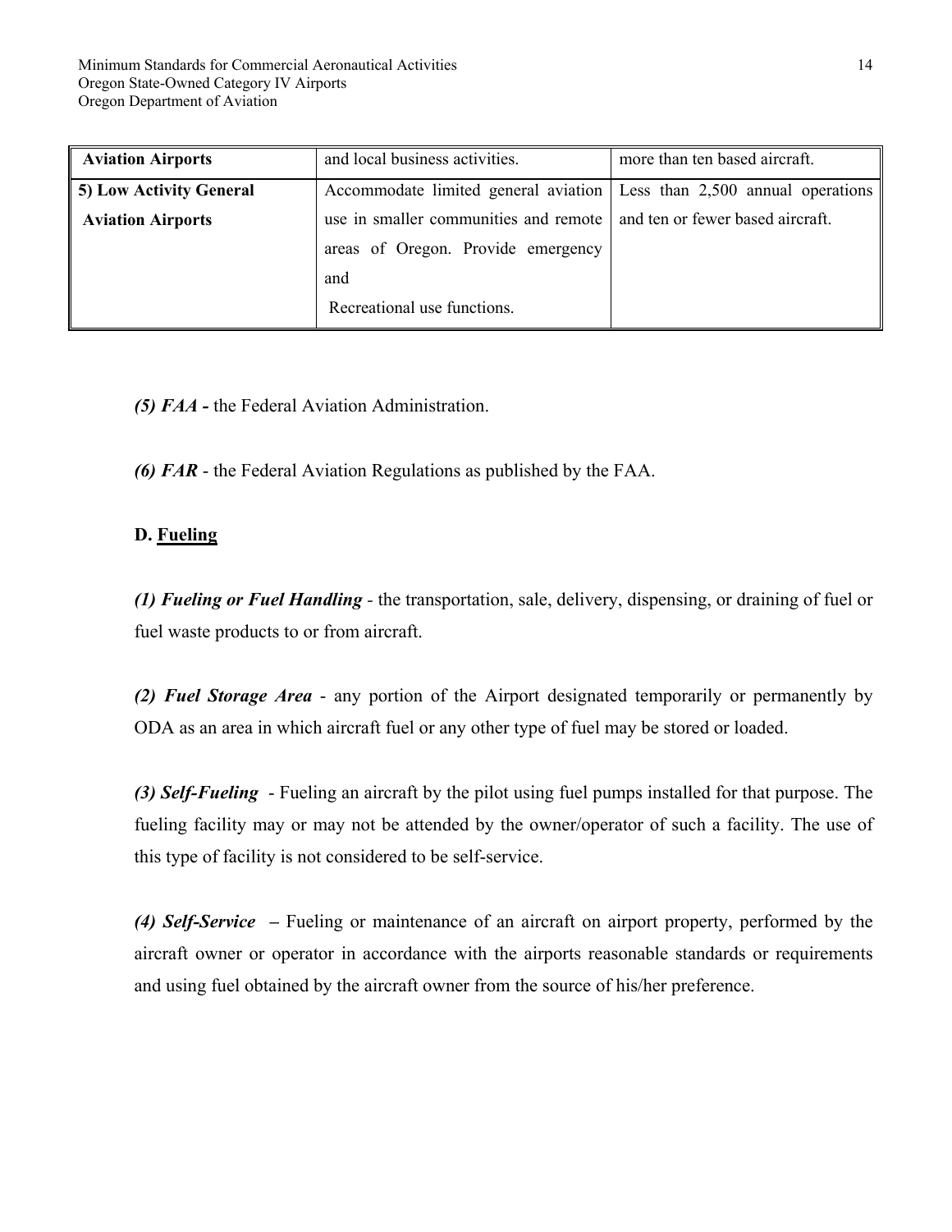| | | |
|---|---|---|
| **Aviation Airports** | and local business activities. | more than ten based aircraft. |
| **5) Low Activity General Aviation Airports** | Accommodate limited general aviation use in smaller communities and remote areas of Oregon. Provide emergency and Recreational use functions. | Less than 2,500 annual operations and ten or fewer based aircraft. |

***(5) FAA -*** the Federal Aviation Administration.

***(6) FAR*** - the Federal Aviation Regulations as published by the FAA.

**D. <u>Fueling</u>**

***(1) Fueling or Fuel Handling*** - the transportation, sale, delivery, dispensing, or draining of fuel or fuel waste products to or from aircraft.

***(2) Fuel Storage Area*** - any portion of the Airport designated temporarily or permanently by ODA as an area in which aircraft fuel or any other type of fuel may be stored or loaded.

***(3) Self-Fueling*** - Fueling an aircraft by the pilot using fuel pumps installed for that purpose. The fueling facility may or may not be attended by the owner/operator of such a facility. The use of this type of facility is not considered to be self-service.

***(4) Self-Service*** **–** Fueling or maintenance of an aircraft on airport property, performed by the aircraft owner or operator in accordance with the airports reasonable standards or requirements and using fuel obtained by the aircraft owner from the source of his/her preference.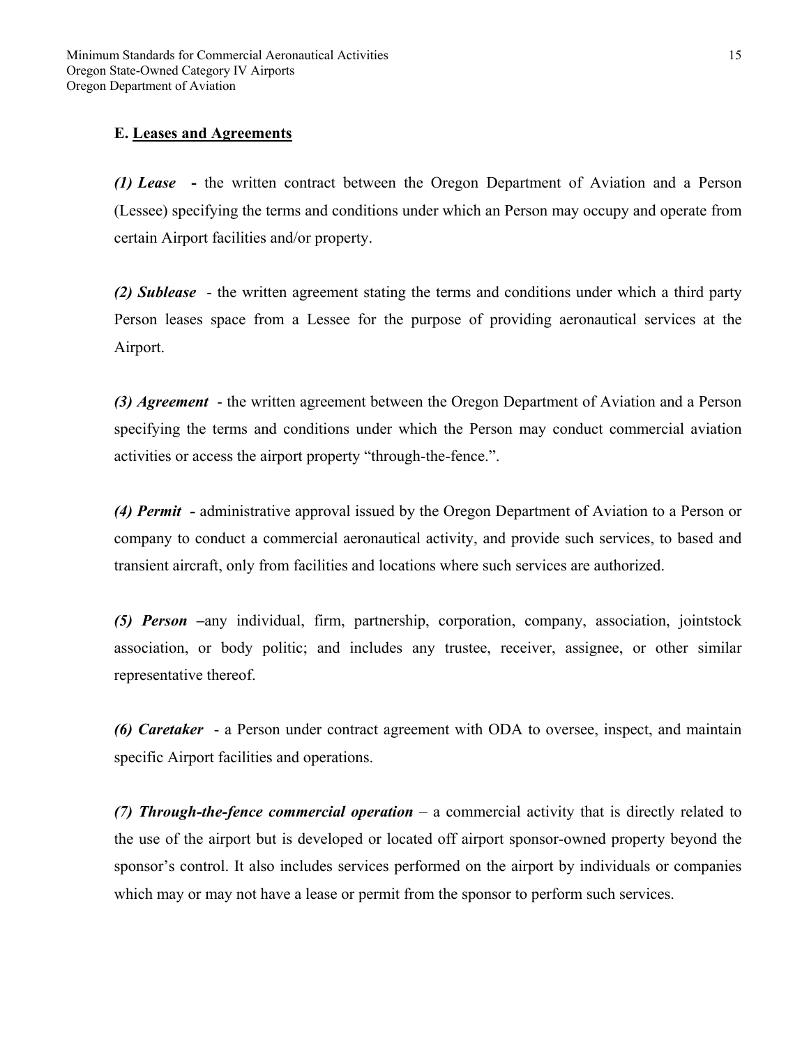### E. <u>Leases and Agreements</u>

***(1) Lease*** **-** the written contract between the Oregon Department of Aviation and a Person (Lessee) specifying the terms and conditions under which an Person may occupy and operate from certain Airport facilities and/or property.

***(2) Sublease*** - the written agreement stating the terms and conditions under which a third party Person leases space from a Lessee for the purpose of providing aeronautical services at the Airport.

***(3) Agreement*** - the written agreement between the Oregon Department of Aviation and a Person specifying the terms and conditions under which the Person may conduct commercial aviation activities or access the airport property "through-the-fence.".

***(4) Permit*** **-** administrative approval issued by the Oregon Department of Aviation to a Person or company to conduct a commercial aeronautical activity, and provide such services, to based and transient aircraft, only from facilities and locations where such services are authorized.

***(5) Person*** **–**any individual, firm, partnership, corporation, company, association, jointstock association, or body politic; and includes any trustee, receiver, assignee, or other similar representative thereof.

***(6) Caretaker*** - a Person under contract agreement with ODA to oversee, inspect, and maintain specific Airport facilities and operations.

***(7) Through-the-fence commercial operation*** – a commercial activity that is directly related to the use of the airport but is developed or located off airport sponsor-owned property beyond the sponsor's control. It also includes services performed on the airport by individuals or companies which may or may not have a lease or permit from the sponsor to perform such services.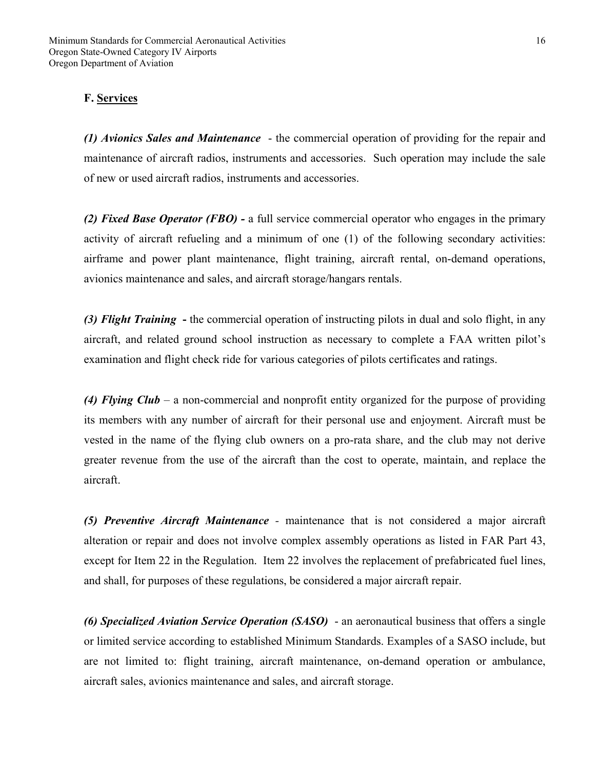**F. Services**

***(1) Avionics Sales and Maintenance*** - the commercial operation of providing for the repair and maintenance of aircraft radios, instruments and accessories. Such operation may include the sale of new or used aircraft radios, instruments and accessories.

***(2) Fixed Base Operator (FBO)*** **-** a full service commercial operator who engages in the primary activity of aircraft refueling and a minimum of one (1) of the following secondary activities: airframe and power plant maintenance, flight training, aircraft rental, on-demand operations, avionics maintenance and sales, and aircraft storage/hangars rentals.

***(3) Flight Training*** **-** the commercial operation of instructing pilots in dual and solo flight, in any aircraft, and related ground school instruction as necessary to complete a FAA written pilot's examination and flight check ride for various categories of pilots certificates and ratings.

***(4) Flying Club*** – a non-commercial and nonprofit entity organized for the purpose of providing its members with any number of aircraft for their personal use and enjoyment. Aircraft must be vested in the name of the flying club owners on a pro-rata share, and the club may not derive greater revenue from the use of the aircraft than the cost to operate, maintain, and replace the aircraft.

***(5) Preventive Aircraft Maintenance*** - maintenance that is not considered a major aircraft alteration or repair and does not involve complex assembly operations as listed in FAR Part 43, except for Item 22 in the Regulation. Item 22 involves the replacement of prefabricated fuel lines, and shall, for purposes of these regulations, be considered a major aircraft repair.

***(6) Specialized Aviation Service Operation (SASO)*** - an aeronautical business that offers a single or limited service according to established Minimum Standards. Examples of a SASO include, but are not limited to: flight training, aircraft maintenance, on-demand operation or ambulance, aircraft sales, avionics maintenance and sales, and aircraft storage.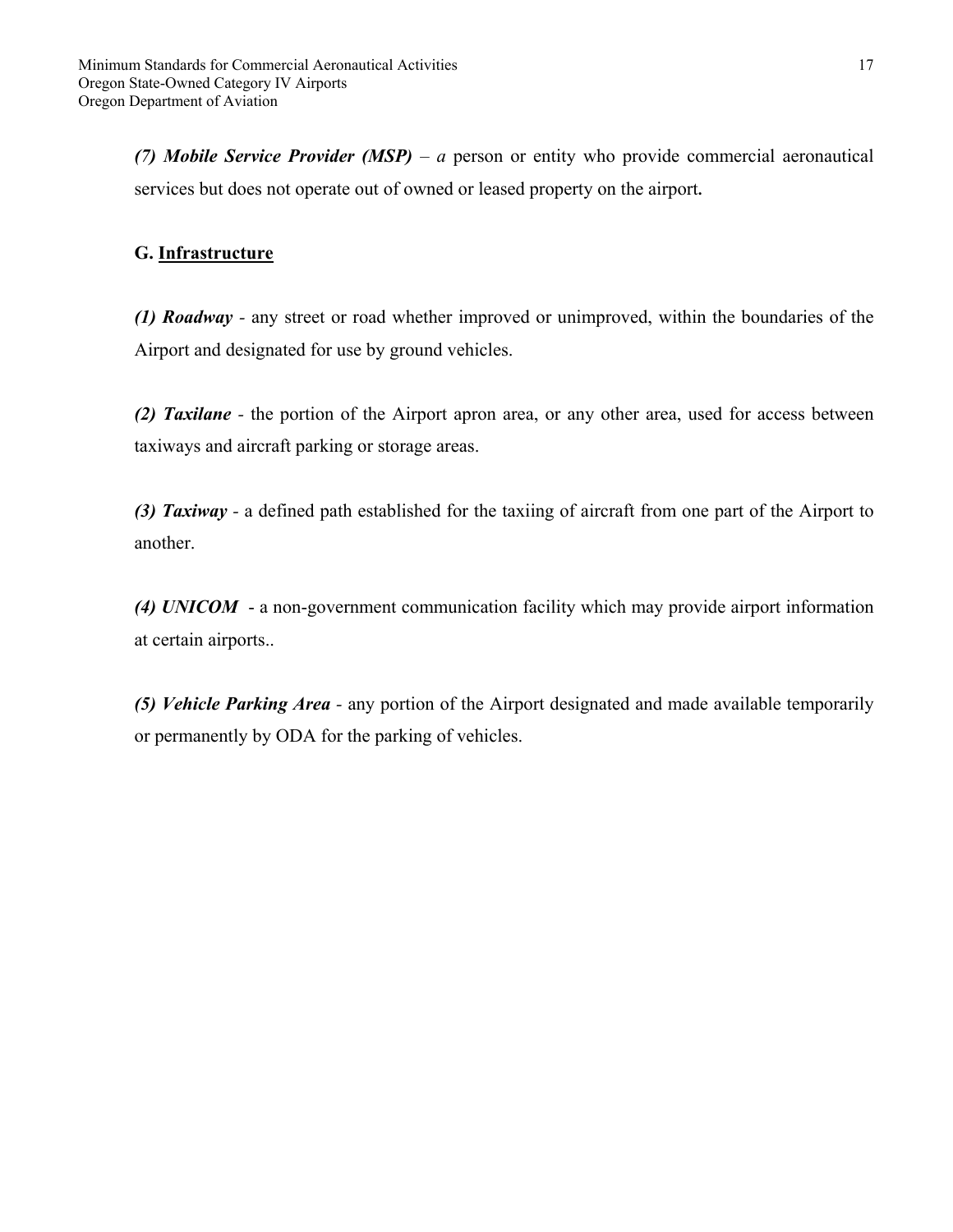***(7) Mobile Service Provider (MSP)*** – *a* person or entity who provide commercial aeronautical services but does not operate out of owned or leased property on the airport**.**

**G. <u>Infrastructure</u>**

***(1) Roadway*** - any street or road whether improved or unimproved, within the boundaries of the Airport and designated for use by ground vehicles.

***(2) Taxilane*** - the portion of the Airport apron area, or any other area, used for access between taxiways and aircraft parking or storage areas.

***(3) Taxiway*** - a defined path established for the taxiing of aircraft from one part of the Airport to another.

***(4) UNICOM*** - a non-government communication facility which may provide airport information at certain airports..

***(5) Vehicle Parking Area*** - any portion of the Airport designated and made available temporarily or permanently by ODA for the parking of vehicles.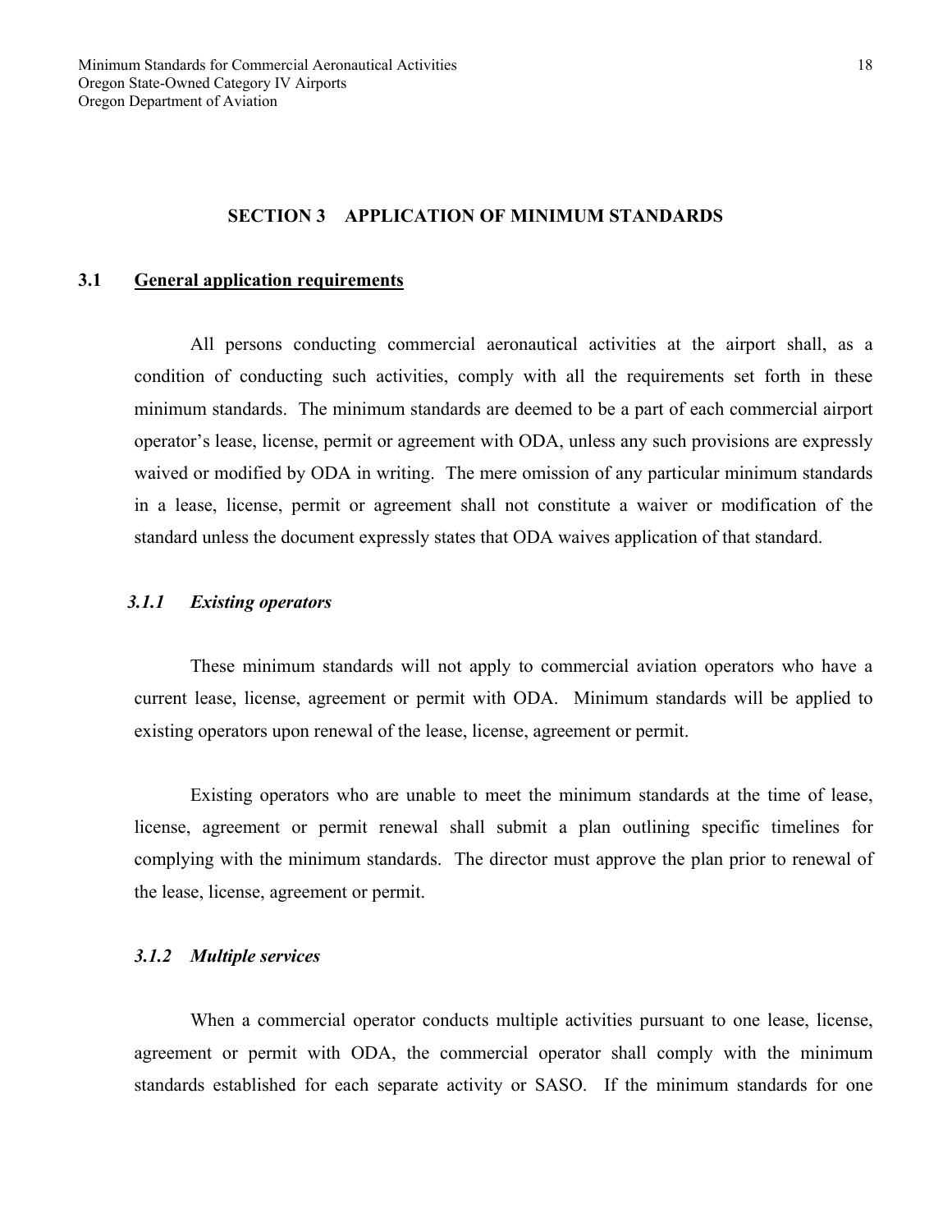## SECTION 3 APPLICATION OF MINIMUM STANDARDS

### 3.1 General application requirements

All persons conducting commercial aeronautical activities at the airport shall, as a condition of conducting such activities, comply with all the requirements set forth in these minimum standards. The minimum standards are deemed to be a part of each commercial airport operator's lease, license, permit or agreement with ODA, unless any such provisions are expressly waived or modified by ODA in writing. The mere omission of any particular minimum standards in a lease, license, permit or agreement shall not constitute a waiver or modification of the standard unless the document expressly states that ODA waives application of that standard.

#### *3.1.1 Existing operators*

These minimum standards will not apply to commercial aviation operators who have a current lease, license, agreement or permit with ODA. Minimum standards will be applied to existing operators upon renewal of the lease, license, agreement or permit.

Existing operators who are unable to meet the minimum standards at the time of lease, license, agreement or permit renewal shall submit a plan outlining specific timelines for complying with the minimum standards. The director must approve the plan prior to renewal of the lease, license, agreement or permit.

#### *3.1.2 Multiple services*

When a commercial operator conducts multiple activities pursuant to one lease, license, agreement or permit with ODA, the commercial operator shall comply with the minimum standards established for each separate activity or SASO. If the minimum standards for one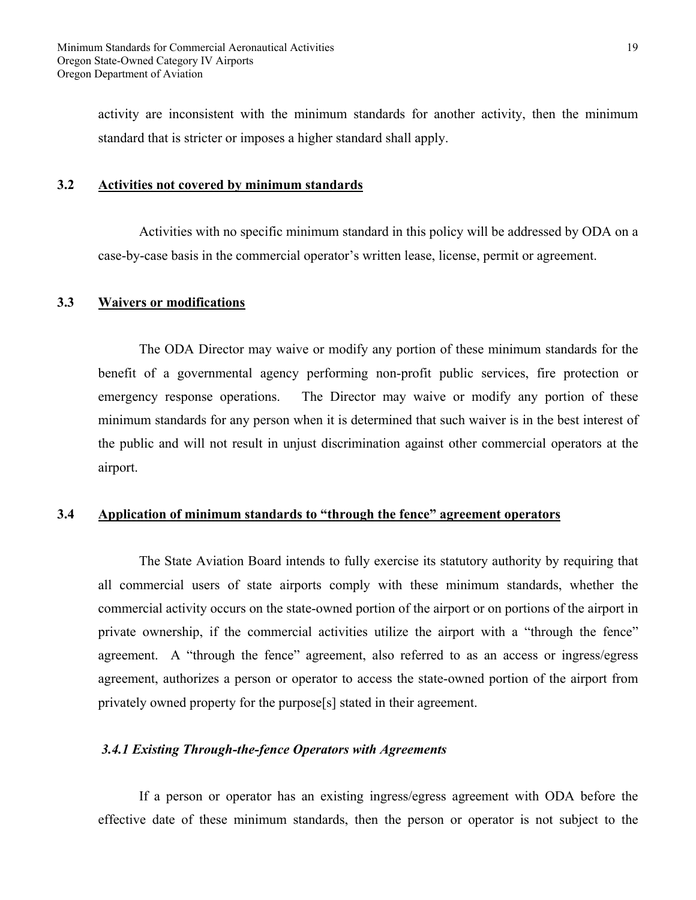activity are inconsistent with the minimum standards for another activity, then the minimum standard that is stricter or imposes a higher standard shall apply.

### 3.2 Activities not covered by minimum standards

Activities with no specific minimum standard in this policy will be addressed by ODA on a case-by-case basis in the commercial operator's written lease, license, permit or agreement.

### 3.3 Waivers or modifications

The ODA Director may waive or modify any portion of these minimum standards for the benefit of a governmental agency performing non-profit public services, fire protection or emergency response operations. The Director may waive or modify any portion of these minimum standards for any person when it is determined that such waiver is in the best interest of the public and will not result in unjust discrimination against other commercial operators at the airport.

### 3.4 Application of minimum standards to "through the fence" agreement operators

The State Aviation Board intends to fully exercise its statutory authority by requiring that all commercial users of state airports comply with these minimum standards, whether the commercial activity occurs on the state-owned portion of the airport or on portions of the airport in private ownership, if the commercial activities utilize the airport with a "through the fence" agreement. A "through the fence" agreement, also referred to as an access or ingress/egress agreement, authorizes a person or operator to access the state-owned portion of the airport from privately owned property for the purpose[s] stated in their agreement.

#### *3.4.1 Existing Through-the-fence Operators with Agreements*

If a person or operator has an existing ingress/egress agreement with ODA before the effective date of these minimum standards, then the person or operator is not subject to the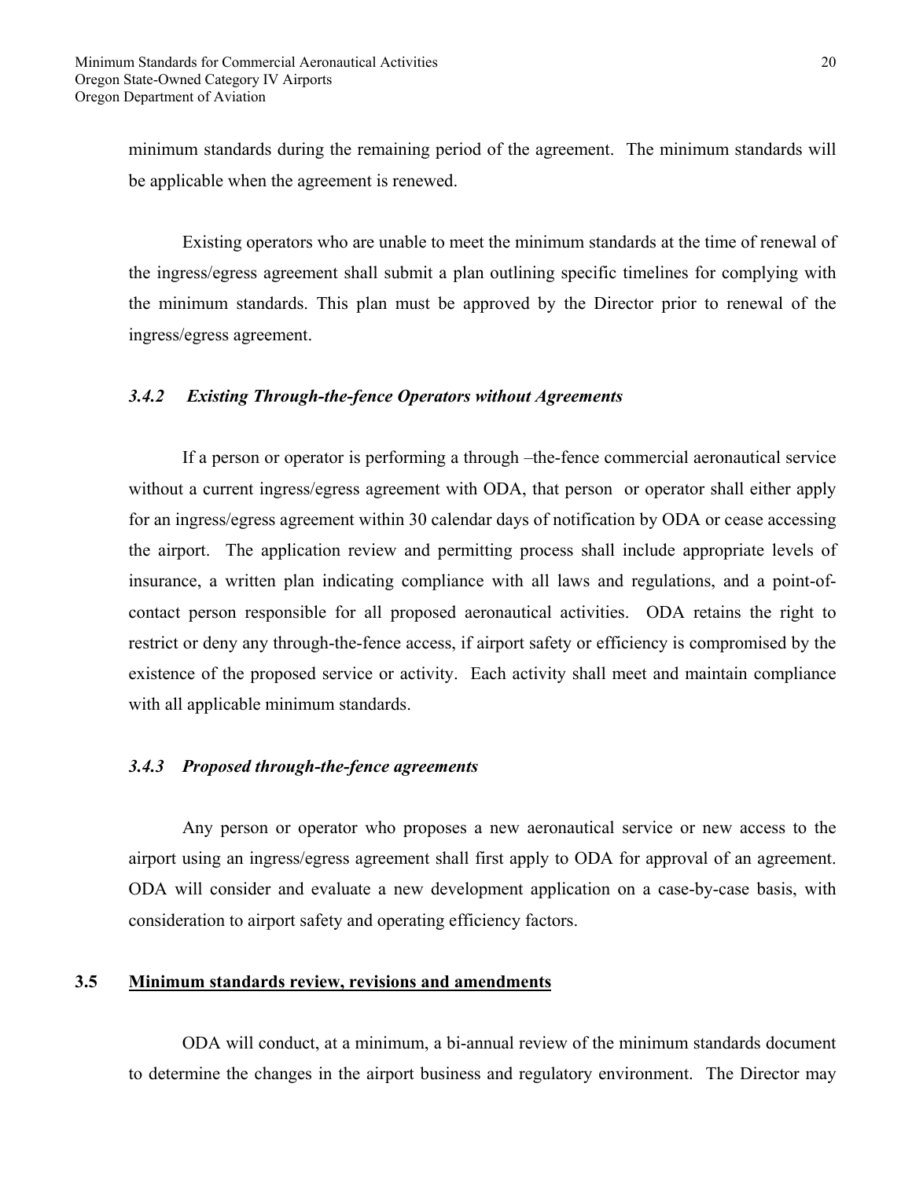minimum standards during the remaining period of the agreement. The minimum standards will be applicable when the agreement is renewed.

Existing operators who are unable to meet the minimum standards at the time of renewal of the ingress/egress agreement shall submit a plan outlining specific timelines for complying with the minimum standards. This plan must be approved by the Director prior to renewal of the ingress/egress agreement.

### *3.4.2 Existing Through-the-fence Operators without Agreements*

If a person or operator is performing a through –the-fence commercial aeronautical service without a current ingress/egress agreement with ODA, that person or operator shall either apply for an ingress/egress agreement within 30 calendar days of notification by ODA or cease accessing the airport. The application review and permitting process shall include appropriate levels of insurance, a written plan indicating compliance with all laws and regulations, and a point-of-contact person responsible for all proposed aeronautical activities. ODA retains the right to restrict or deny any through-the-fence access, if airport safety or efficiency is compromised by the existence of the proposed service or activity. Each activity shall meet and maintain compliance with all applicable minimum standards.

### *3.4.3 Proposed through-the-fence agreements*

Any person or operator who proposes a new aeronautical service or new access to the airport using an ingress/egress agreement shall first apply to ODA for approval of an agreement. ODA will consider and evaluate a new development application on a case-by-case basis, with consideration to airport safety and operating efficiency factors.

## 3.5 Minimum standards review, revisions and amendments

ODA will conduct, at a minimum, a bi-annual review of the minimum standards document to determine the changes in the airport business and regulatory environment. The Director may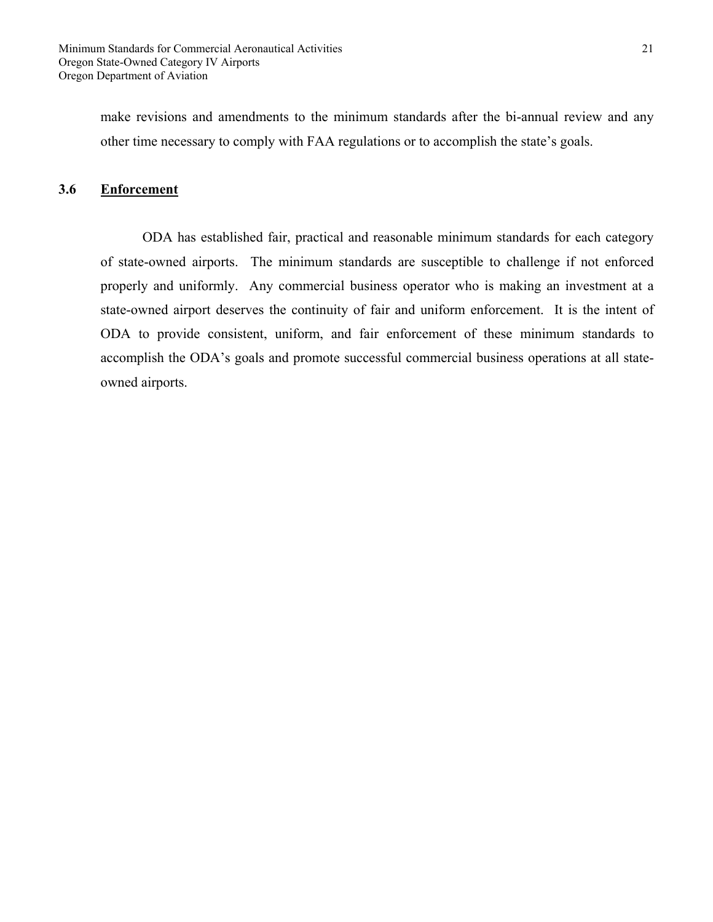make revisions and amendments to the minimum standards after the bi-annual review and any other time necessary to comply with FAA regulations or to accomplish the state's goals.

### 3.6 Enforcement

ODA has established fair, practical and reasonable minimum standards for each category of state-owned airports. The minimum standards are susceptible to challenge if not enforced properly and uniformly. Any commercial business operator who is making an investment at a state-owned airport deserves the continuity of fair and uniform enforcement. It is the intent of ODA to provide consistent, uniform, and fair enforcement of these minimum standards to accomplish the ODA's goals and promote successful commercial business operations at all state-owned airports.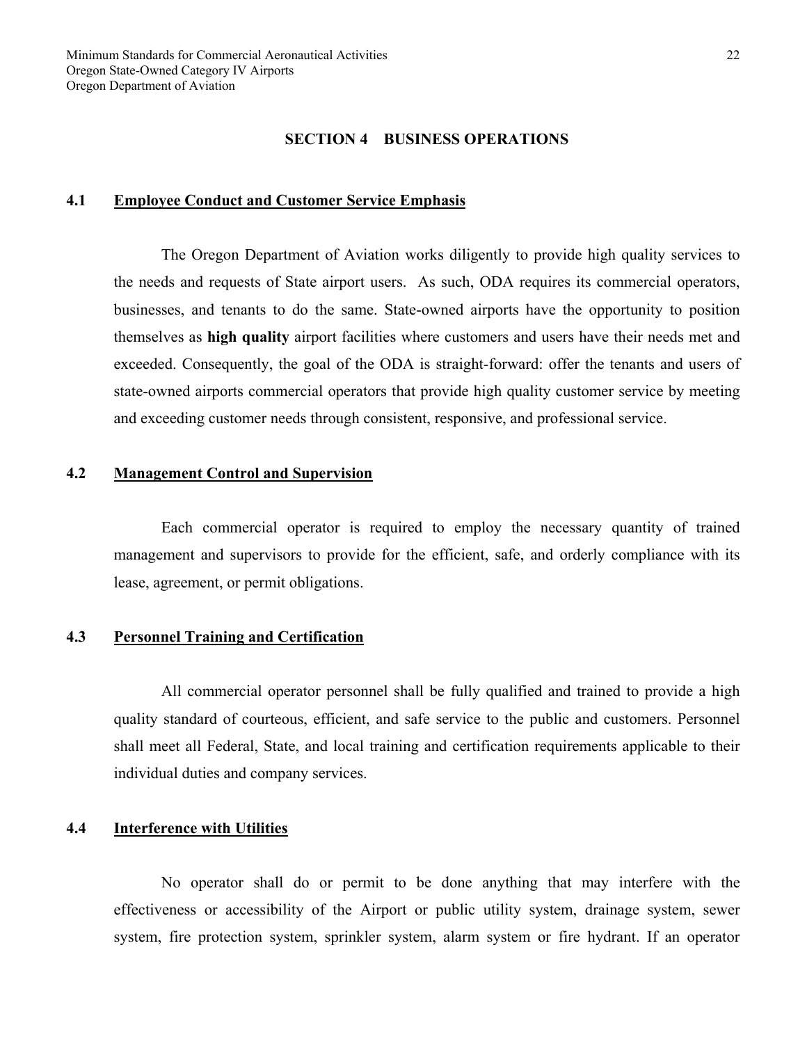## SECTION 4 BUSINESS OPERATIONS

### 4.1 Employee Conduct and Customer Service Emphasis

The Oregon Department of Aviation works diligently to provide high quality services to the needs and requests of State airport users. As such, ODA requires its commercial operators, businesses, and tenants to do the same. State-owned airports have the opportunity to position themselves as **high quality** airport facilities where customers and users have their needs met and exceeded. Consequently, the goal of the ODA is straight-forward: offer the tenants and users of state-owned airports commercial operators that provide high quality customer service by meeting and exceeding customer needs through consistent, responsive, and professional service.

### 4.2 Management Control and Supervision

Each commercial operator is required to employ the necessary quantity of trained management and supervisors to provide for the efficient, safe, and orderly compliance with its lease, agreement, or permit obligations.

### 4.3 Personnel Training and Certification

All commercial operator personnel shall be fully qualified and trained to provide a high quality standard of courteous, efficient, and safe service to the public and customers. Personnel shall meet all Federal, State, and local training and certification requirements applicable to their individual duties and company services.

### 4.4 Interference with Utilities

No operator shall do or permit to be done anything that may interfere with the effectiveness or accessibility of the Airport or public utility system, drainage system, sewer system, fire protection system, sprinkler system, alarm system or fire hydrant. If an operator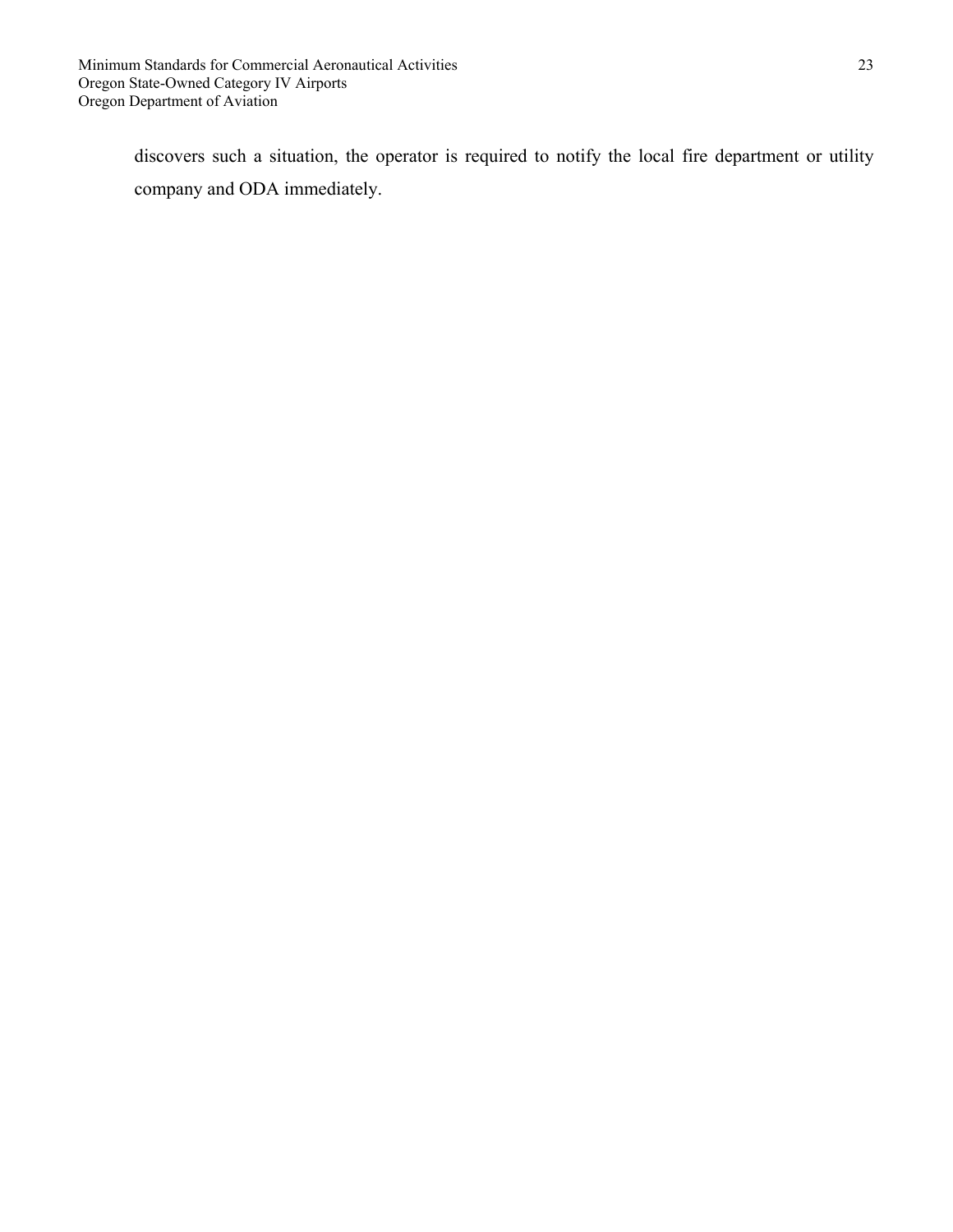discovers such a situation, the operator is required to notify the local fire department or utility company and ODA immediately.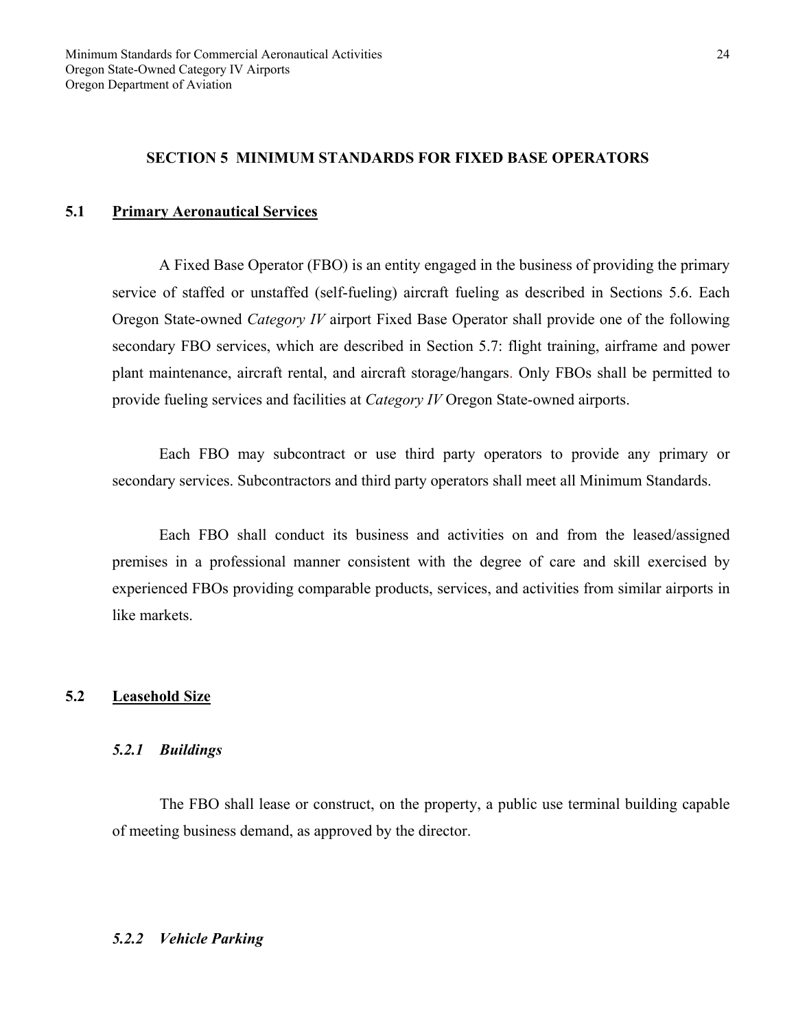## SECTION 5 MINIMUM STANDARDS FOR FIXED BASE OPERATORS

### 5.1 Primary Aeronautical Services

A Fixed Base Operator (FBO) is an entity engaged in the business of providing the primary service of staffed or unstaffed (self-fueling) aircraft fueling as described in Sections 5.6. Each Oregon State-owned *Category IV* airport Fixed Base Operator shall provide one of the following secondary FBO services, which are described in Section 5.7: flight training, airframe and power plant maintenance, aircraft rental, and aircraft storage/hangars. Only FBOs shall be permitted to provide fueling services and facilities at *Category IV* Oregon State-owned airports.

Each FBO may subcontract or use third party operators to provide any primary or secondary services. Subcontractors and third party operators shall meet all Minimum Standards.

Each FBO shall conduct its business and activities on and from the leased/assigned premises in a professional manner consistent with the degree of care and skill exercised by experienced FBOs providing comparable products, services, and activities from similar airports in like markets.

### 5.2 Leasehold Size

#### *5.2.1 Buildings*

The FBO shall lease or construct, on the property, a public use terminal building capable of meeting business demand, as approved by the director.

#### *5.2.2 Vehicle Parking*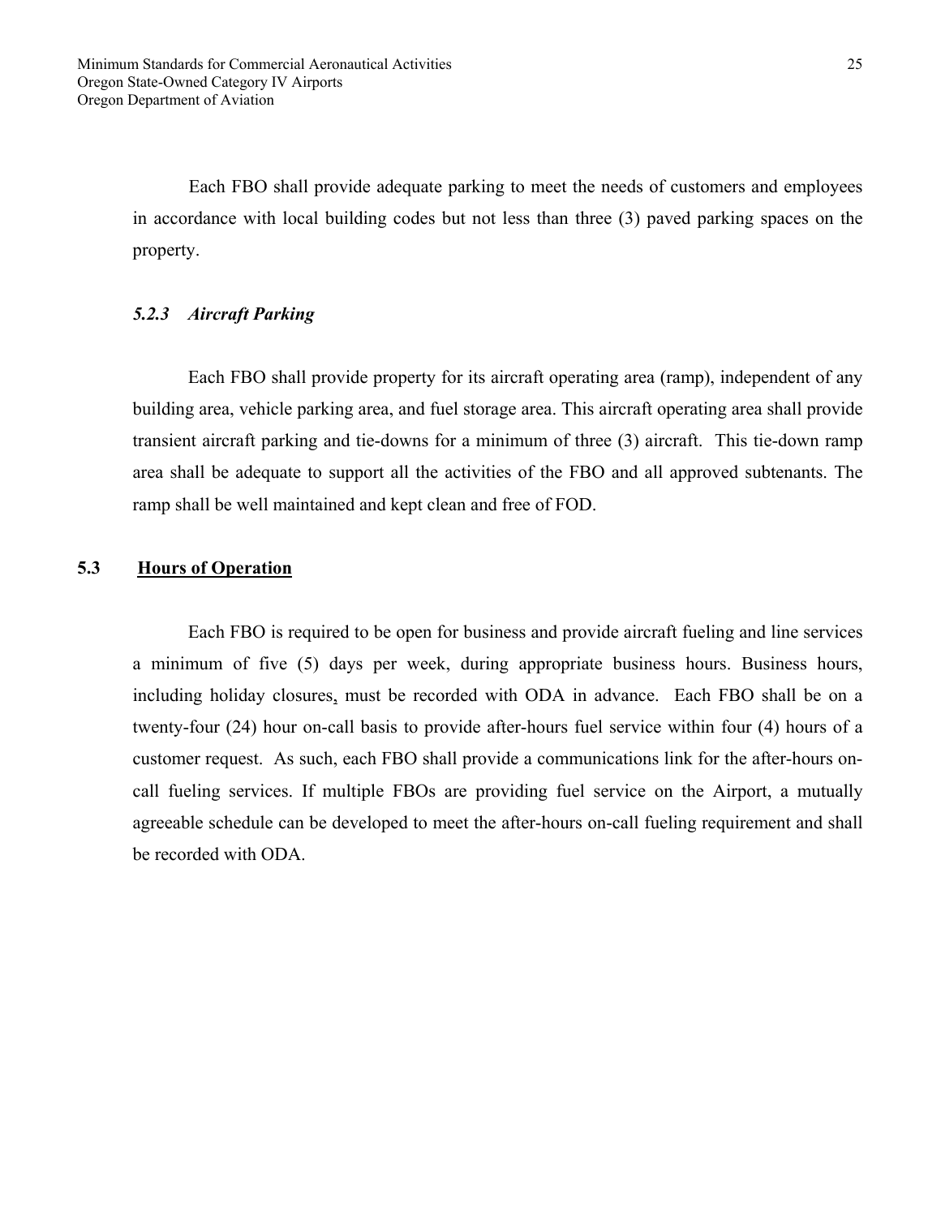Each FBO shall provide adequate parking to meet the needs of customers and employees in accordance with local building codes but not less than three (3) paved parking spaces on the property.

#### *5.2.3 Aircraft Parking*

Each FBO shall provide property for its aircraft operating area (ramp), independent of any building area, vehicle parking area, and fuel storage area. This aircraft operating area shall provide transient aircraft parking and tie-downs for a minimum of three (3) aircraft. This tie-down ramp area shall be adequate to support all the activities of the FBO and all approved subtenants. The ramp shall be well maintained and kept clean and free of FOD.

### 5.3 Hours of Operation

Each FBO is required to be open for business and provide aircraft fueling and line services a minimum of five (5) days per week, during appropriate business hours. Business hours, including holiday closures, must be recorded with ODA in advance. Each FBO shall be on a twenty-four (24) hour on-call basis to provide after-hours fuel service within four (4) hours of a customer request. As such, each FBO shall provide a communications link for the after-hours on-call fueling services. If multiple FBOs are providing fuel service on the Airport, a mutually agreeable schedule can be developed to meet the after-hours on-call fueling requirement and shall be recorded with ODA.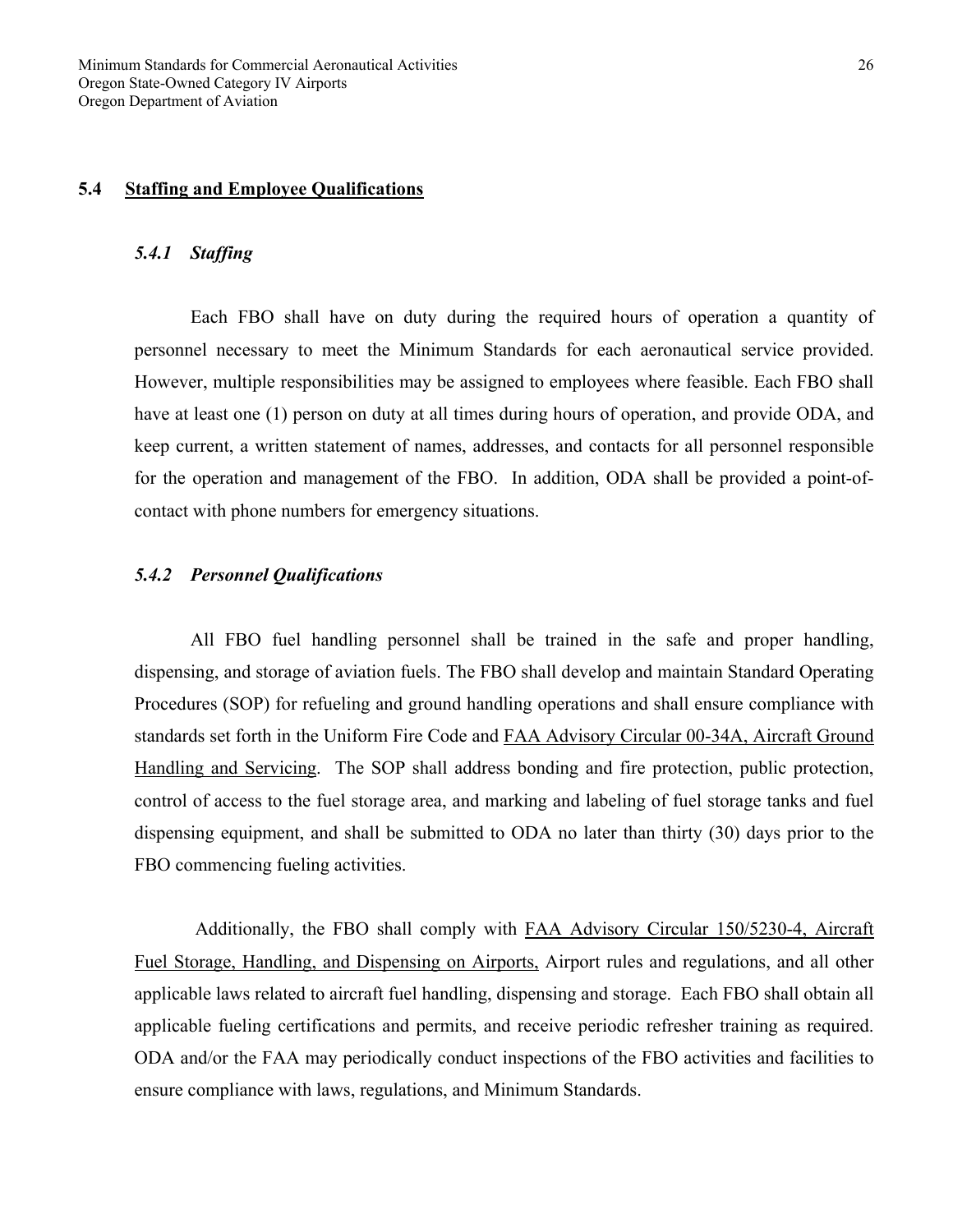## 5.4 Staffing and Employee Qualifications

### *5.4.1 Staffing*

Each FBO shall have on duty during the required hours of operation a quantity of personnel necessary to meet the Minimum Standards for each aeronautical service provided. However, multiple responsibilities may be assigned to employees where feasible. Each FBO shall have at least one (1) person on duty at all times during hours of operation, and provide ODA, and keep current, a written statement of names, addresses, and contacts for all personnel responsible for the operation and management of the FBO. In addition, ODA shall be provided a point-of-contact with phone numbers for emergency situations.

### *5.4.2 Personnel Qualifications*

All FBO fuel handling personnel shall be trained in the safe and proper handling, dispensing, and storage of aviation fuels. The FBO shall develop and maintain Standard Operating Procedures (SOP) for refueling and ground handling operations and shall ensure compliance with standards set forth in the Uniform Fire Code and FAA Advisory Circular 00-34A, Aircraft Ground Handling and Servicing. The SOP shall address bonding and fire protection, public protection, control of access to the fuel storage area, and marking and labeling of fuel storage tanks and fuel dispensing equipment, and shall be submitted to ODA no later than thirty (30) days prior to the FBO commencing fueling activities.

Additionally, the FBO shall comply with FAA Advisory Circular 150/5230-4, Aircraft Fuel Storage, Handling, and Dispensing on Airports, Airport rules and regulations, and all other applicable laws related to aircraft fuel handling, dispensing and storage. Each FBO shall obtain all applicable fueling certifications and permits, and receive periodic refresher training as required. ODA and/or the FAA may periodically conduct inspections of the FBO activities and facilities to ensure compliance with laws, regulations, and Minimum Standards.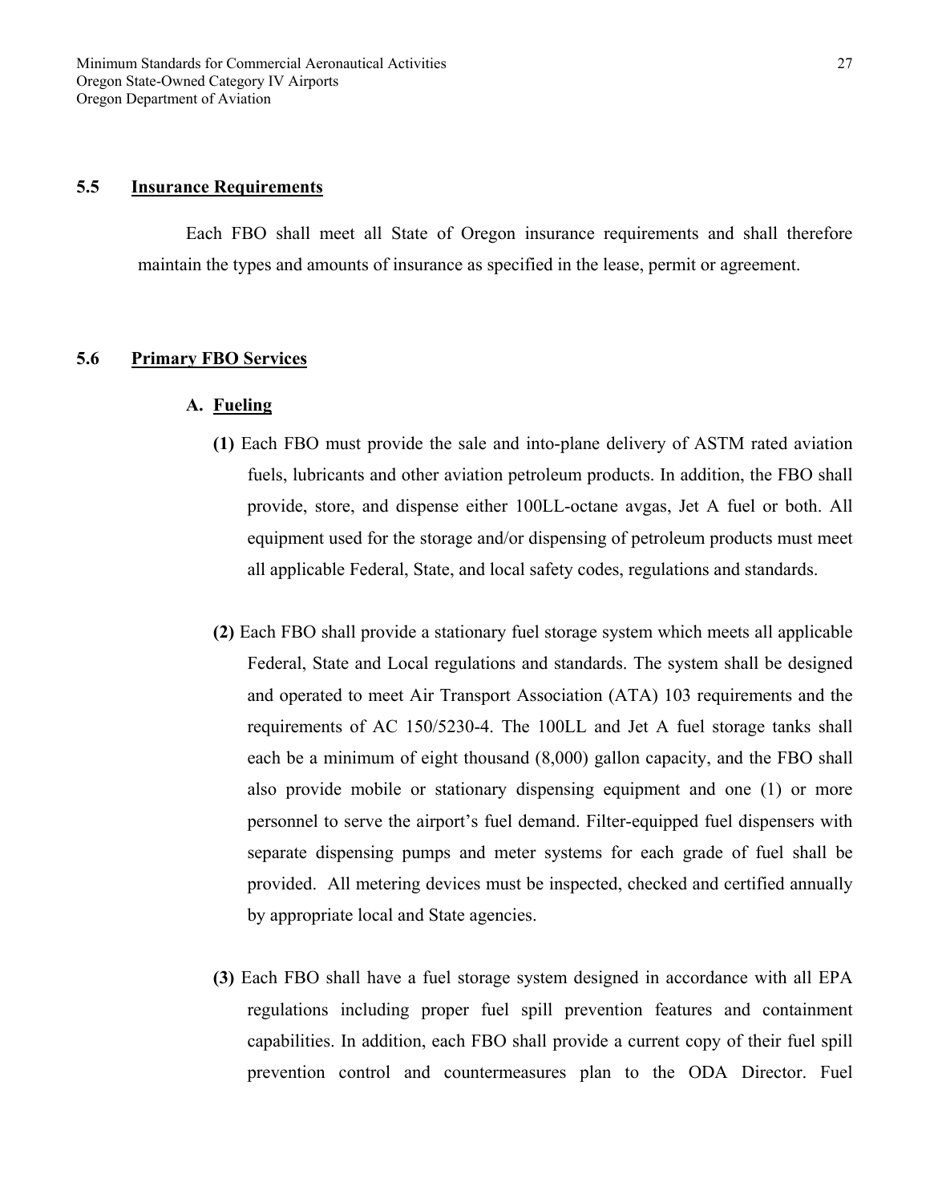## 5.5 Insurance Requirements

Each FBO shall meet all State of Oregon insurance requirements and shall therefore maintain the types and amounts of insurance as specified in the lease, permit or agreement.

## 5.6 Primary FBO Services

### A. Fueling

**(1)** Each FBO must provide the sale and into-plane delivery of ASTM rated aviation fuels, lubricants and other aviation petroleum products. In addition, the FBO shall provide, store, and dispense either 100LL-octane avgas, Jet A fuel or both. All equipment used for the storage and/or dispensing of petroleum products must meet all applicable Federal, State, and local safety codes, regulations and standards.

**(2)** Each FBO shall provide a stationary fuel storage system which meets all applicable Federal, State and Local regulations and standards. The system shall be designed and operated to meet Air Transport Association (ATA) 103 requirements and the requirements of AC 150/5230-4. The 100LL and Jet A fuel storage tanks shall each be a minimum of eight thousand (8,000) gallon capacity, and the FBO shall also provide mobile or stationary dispensing equipment and one (1) or more personnel to serve the airport's fuel demand. Filter-equipped fuel dispensers with separate dispensing pumps and meter systems for each grade of fuel shall be provided. All metering devices must be inspected, checked and certified annually by appropriate local and State agencies.

**(3)** Each FBO shall have a fuel storage system designed in accordance with all EPA regulations including proper fuel spill prevention features and containment capabilities. In addition, each FBO shall provide a current copy of their fuel spill prevention control and countermeasures plan to the ODA Director. Fuel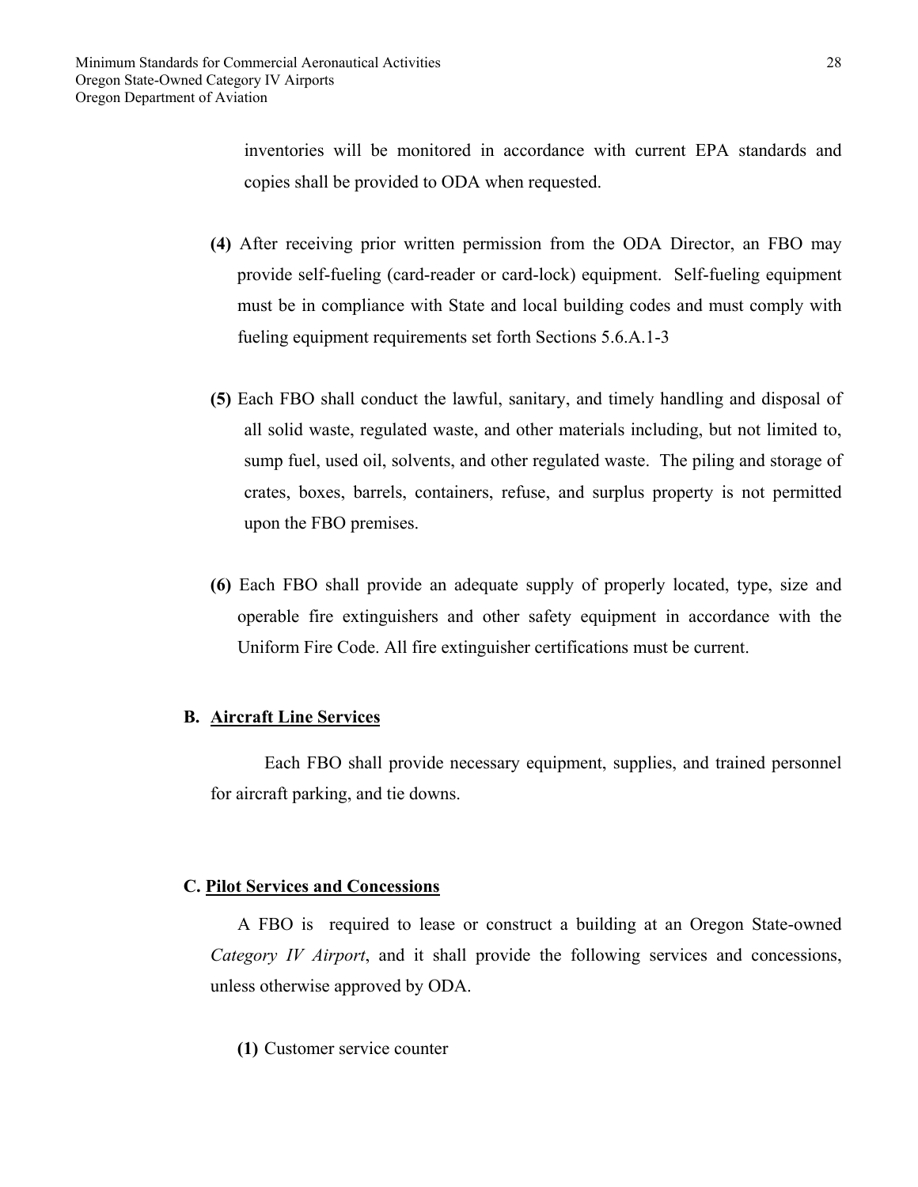inventories will be monitored in accordance with current EPA standards and copies shall be provided to ODA when requested.

**(4)** After receiving prior written permission from the ODA Director, an FBO may provide self-fueling (card-reader or card-lock) equipment. Self-fueling equipment must be in compliance with State and local building codes and must comply with fueling equipment requirements set forth Sections 5.6.A.1-3

**(5)** Each FBO shall conduct the lawful, sanitary, and timely handling and disposal of all solid waste, regulated waste, and other materials including, but not limited to, sump fuel, used oil, solvents, and other regulated waste. The piling and storage of crates, boxes, barrels, containers, refuse, and surplus property is not permitted upon the FBO premises.

**(6)** Each FBO shall provide an adequate supply of properly located, type, size and operable fire extinguishers and other safety equipment in accordance with the Uniform Fire Code. All fire extinguisher certifications must be current.

**B. Aircraft Line Services**

Each FBO shall provide necessary equipment, supplies, and trained personnel for aircraft parking, and tie downs.

**C. Pilot Services and Concessions**

A FBO is required to lease or construct a building at an Oregon State-owned *Category IV Airport*, and it shall provide the following services and concessions, unless otherwise approved by ODA.

**(1)** Customer service counter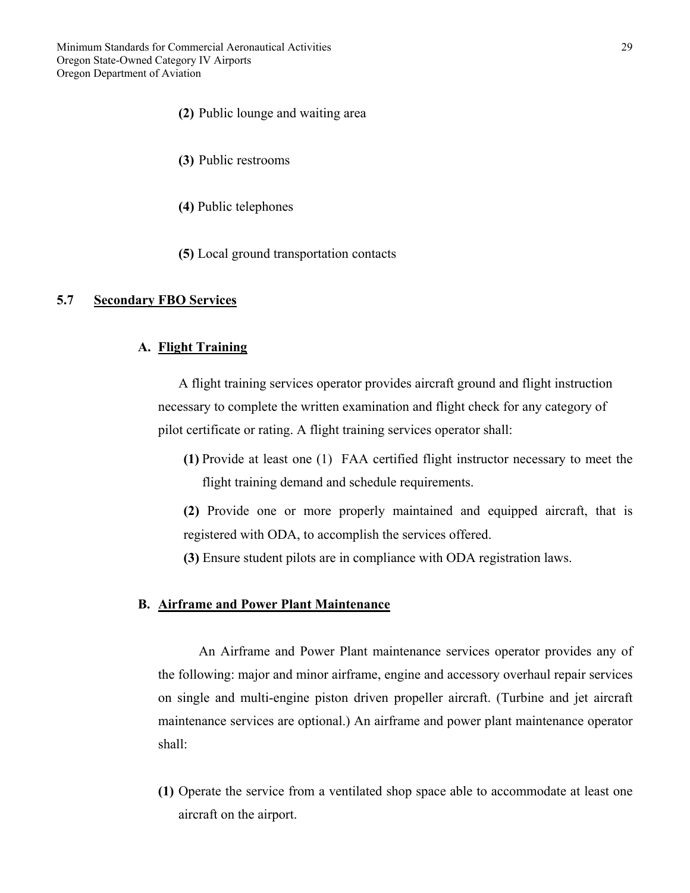**(2)** Public lounge and waiting area

**(3)** Public restrooms

**(4)** Public telephones

**(5)** Local ground transportation contacts

## 5.7 Secondary FBO Services

### A. Flight Training

A flight training services operator provides aircraft ground and flight instruction necessary to complete the written examination and flight check for any category of pilot certificate or rating. A flight training services operator shall:

**(1)** Provide at least one (1) FAA certified flight instructor necessary to meet the flight training demand and schedule requirements.

**(2)** Provide one or more properly maintained and equipped aircraft, that is registered with ODA, to accomplish the services offered.

**(3)** Ensure student pilots are in compliance with ODA registration laws.

### B. Airframe and Power Plant Maintenance

An Airframe and Power Plant maintenance services operator provides any of the following: major and minor airframe, engine and accessory overhaul repair services on single and multi-engine piston driven propeller aircraft. (Turbine and jet aircraft maintenance services are optional.) An airframe and power plant maintenance operator shall:

**(1)** Operate the service from a ventilated shop space able to accommodate at least one aircraft on the airport.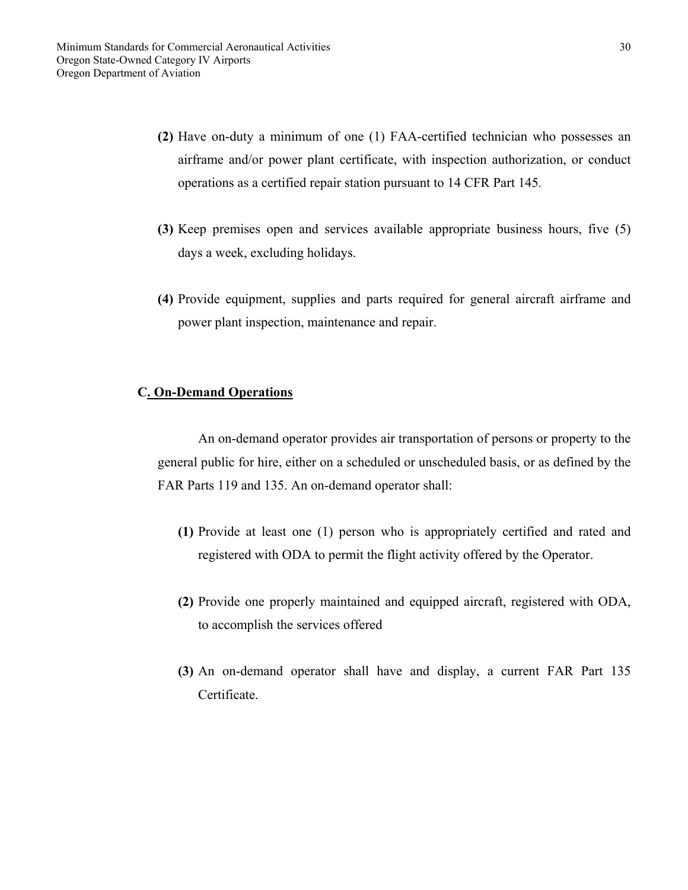**(2)** Have on-duty a minimum of one (1) FAA-certified technician who possesses an airframe and/or power plant certificate, with inspection authorization, or conduct operations as a certified repair station pursuant to 14 CFR Part 145.

**(3)** Keep premises open and services available appropriate business hours, five (5) days a week, excluding holidays.

**(4)** Provide equipment, supplies and parts required for general aircraft airframe and power plant inspection, maintenance and repair.

### C. On-Demand Operations

An on-demand operator provides air transportation of persons or property to the general public for hire, either on a scheduled or unscheduled basis, or as defined by the FAR Parts 119 and 135. An on-demand operator shall:

**(1)** Provide at least one (1) person who is appropriately certified and rated and registered with ODA to permit the flight activity offered by the Operator.

**(2)** Provide one properly maintained and equipped aircraft, registered with ODA, to accomplish the services offered

**(3)** An on-demand operator shall have and display, a current FAR Part 135 Certificate.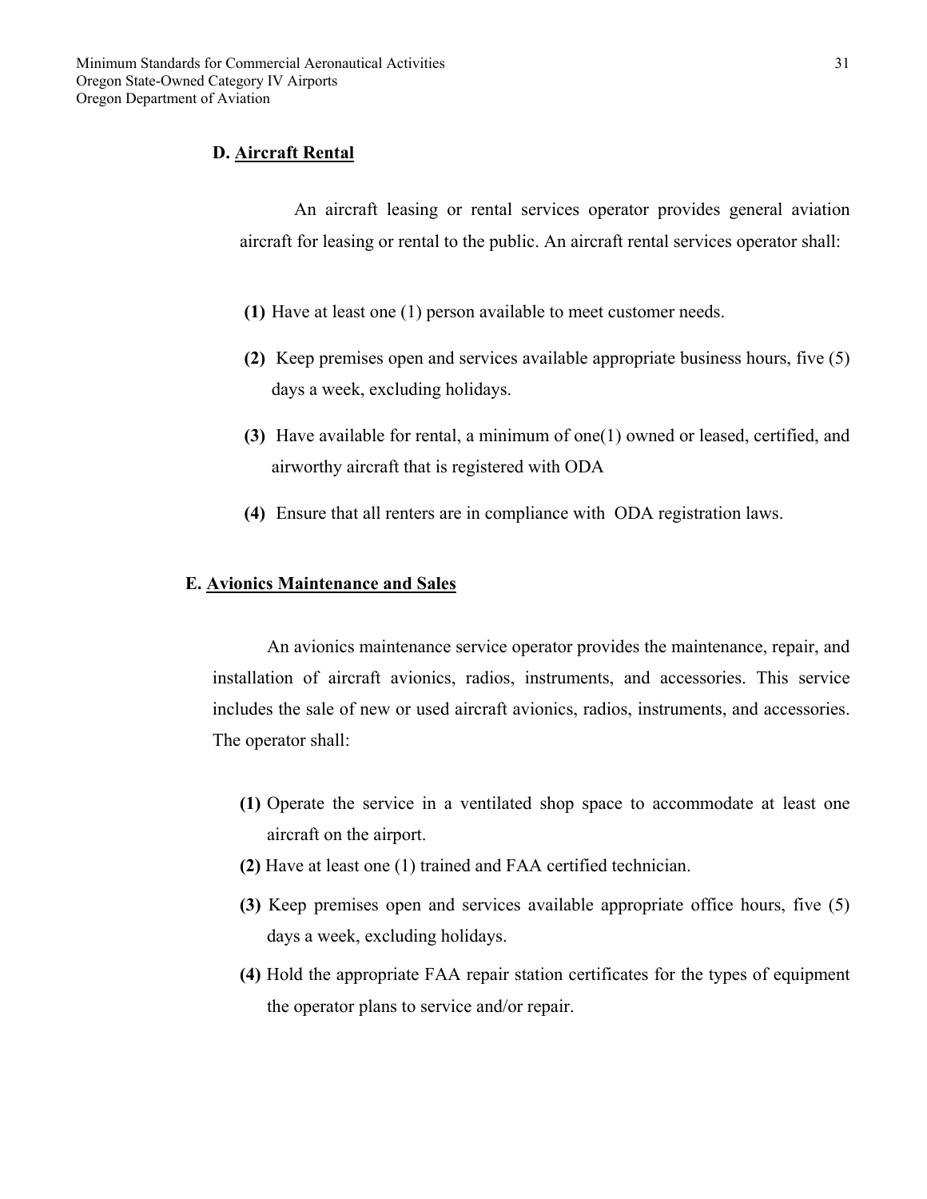**D. Aircraft Rental**

An aircraft leasing or rental services operator provides general aviation aircraft for leasing or rental to the public. An aircraft rental services operator shall:

**(1)** Have at least one (1) person available to meet customer needs.

**(2)** Keep premises open and services available appropriate business hours, five (5) days a week, excluding holidays.

**(3)** Have available for rental, a minimum of one(1) owned or leased, certified, and airworthy aircraft that is registered with ODA

**(4)** Ensure that all renters are in compliance with ODA registration laws.

**E. Avionics Maintenance and Sales**

An avionics maintenance service operator provides the maintenance, repair, and installation of aircraft avionics, radios, instruments, and accessories. This service includes the sale of new or used aircraft avionics, radios, instruments, and accessories. The operator shall:

**(1)** Operate the service in a ventilated shop space to accommodate at least one aircraft on the airport.

**(2)** Have at least one (1) trained and FAA certified technician.

**(3)** Keep premises open and services available appropriate office hours, five (5) days a week, excluding holidays.

**(4)** Hold the appropriate FAA repair station certificates for the types of equipment the operator plans to service and/or repair.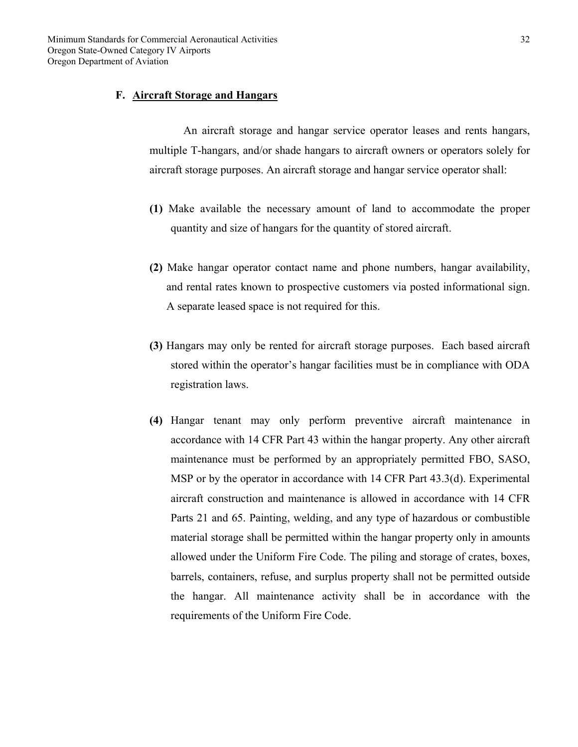## F. Aircraft Storage and Hangars

An aircraft storage and hangar service operator leases and rents hangars, multiple T-hangars, and/or shade hangars to aircraft owners or operators solely for aircraft storage purposes. An aircraft storage and hangar service operator shall:

**(1)** Make available the necessary amount of land to accommodate the proper quantity and size of hangars for the quantity of stored aircraft.

**(2)** Make hangar operator contact name and phone numbers, hangar availability, and rental rates known to prospective customers via posted informational sign. A separate leased space is not required for this.

**(3)** Hangars may only be rented for aircraft storage purposes. Each based aircraft stored within the operator's hangar facilities must be in compliance with ODA registration laws.

**(4)** Hangar tenant may only perform preventive aircraft maintenance in accordance with 14 CFR Part 43 within the hangar property. Any other aircraft maintenance must be performed by an appropriately permitted FBO, SASO, MSP or by the operator in accordance with 14 CFR Part 43.3(d). Experimental aircraft construction and maintenance is allowed in accordance with 14 CFR Parts 21 and 65. Painting, welding, and any type of hazardous or combustible material storage shall be permitted within the hangar property only in amounts allowed under the Uniform Fire Code. The piling and storage of crates, boxes, barrels, containers, refuse, and surplus property shall not be permitted outside the hangar. All maintenance activity shall be in accordance with the requirements of the Uniform Fire Code.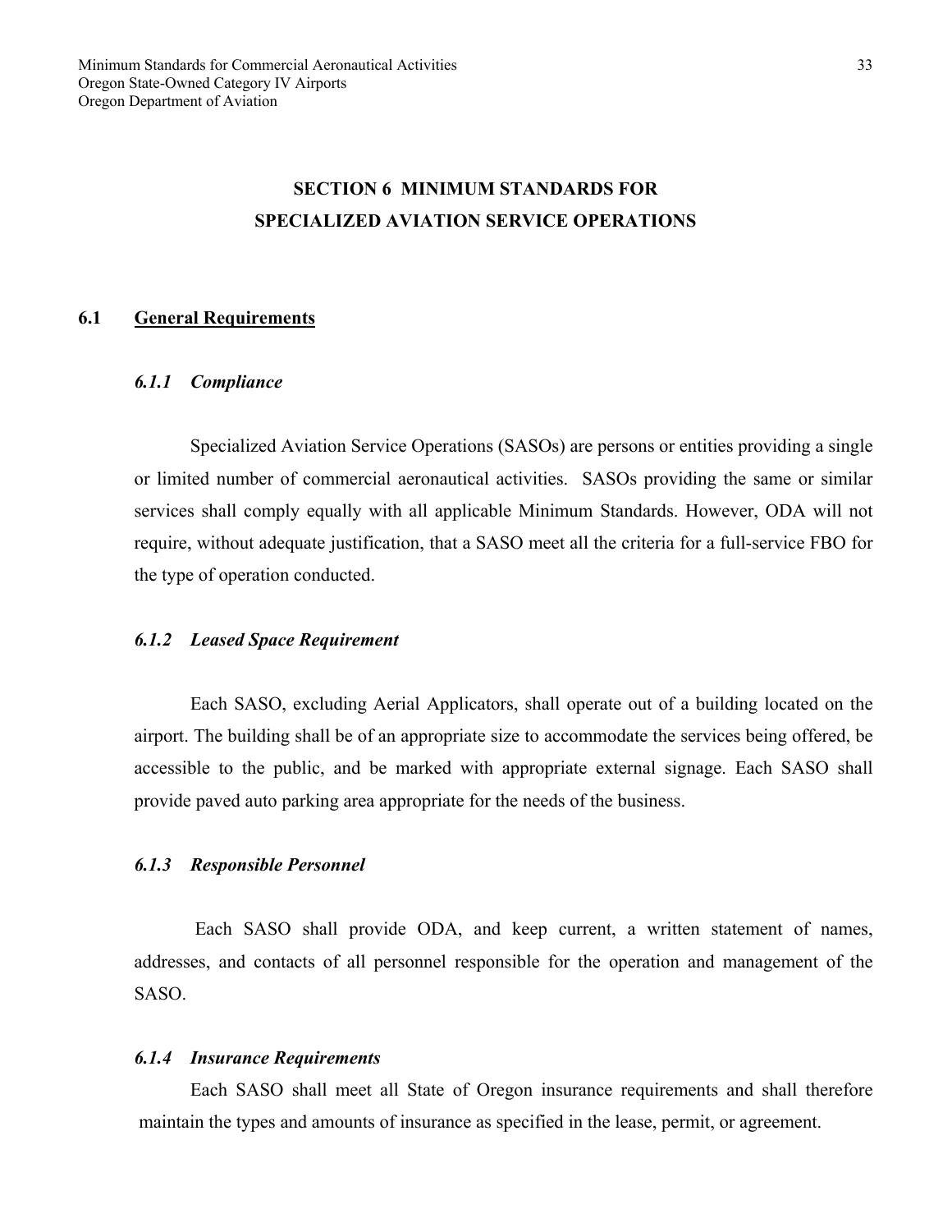# SECTION 6 MINIMUM STANDARDS FOR SPECIALIZED AVIATION SERVICE OPERATIONS

## 6.1 General Requirements

### *6.1.1 Compliance*

Specialized Aviation Service Operations (SASOs) are persons or entities providing a single or limited number of commercial aeronautical activities. SASOs providing the same or similar services shall comply equally with all applicable Minimum Standards. However, ODA will not require, without adequate justification, that a SASO meet all the criteria for a full-service FBO for the type of operation conducted.

### *6.1.2 Leased Space Requirement*

Each SASO, excluding Aerial Applicators, shall operate out of a building located on the airport. The building shall be of an appropriate size to accommodate the services being offered, be accessible to the public, and be marked with appropriate external signage. Each SASO shall provide paved auto parking area appropriate for the needs of the business.

### *6.1.3 Responsible Personnel*

Each SASO shall provide ODA, and keep current, a written statement of names, addresses, and contacts of all personnel responsible for the operation and management of the SASO.

### *6.1.4 Insurance Requirements*

Each SASO shall meet all State of Oregon insurance requirements and shall therefore maintain the types and amounts of insurance as specified in the lease, permit, or agreement.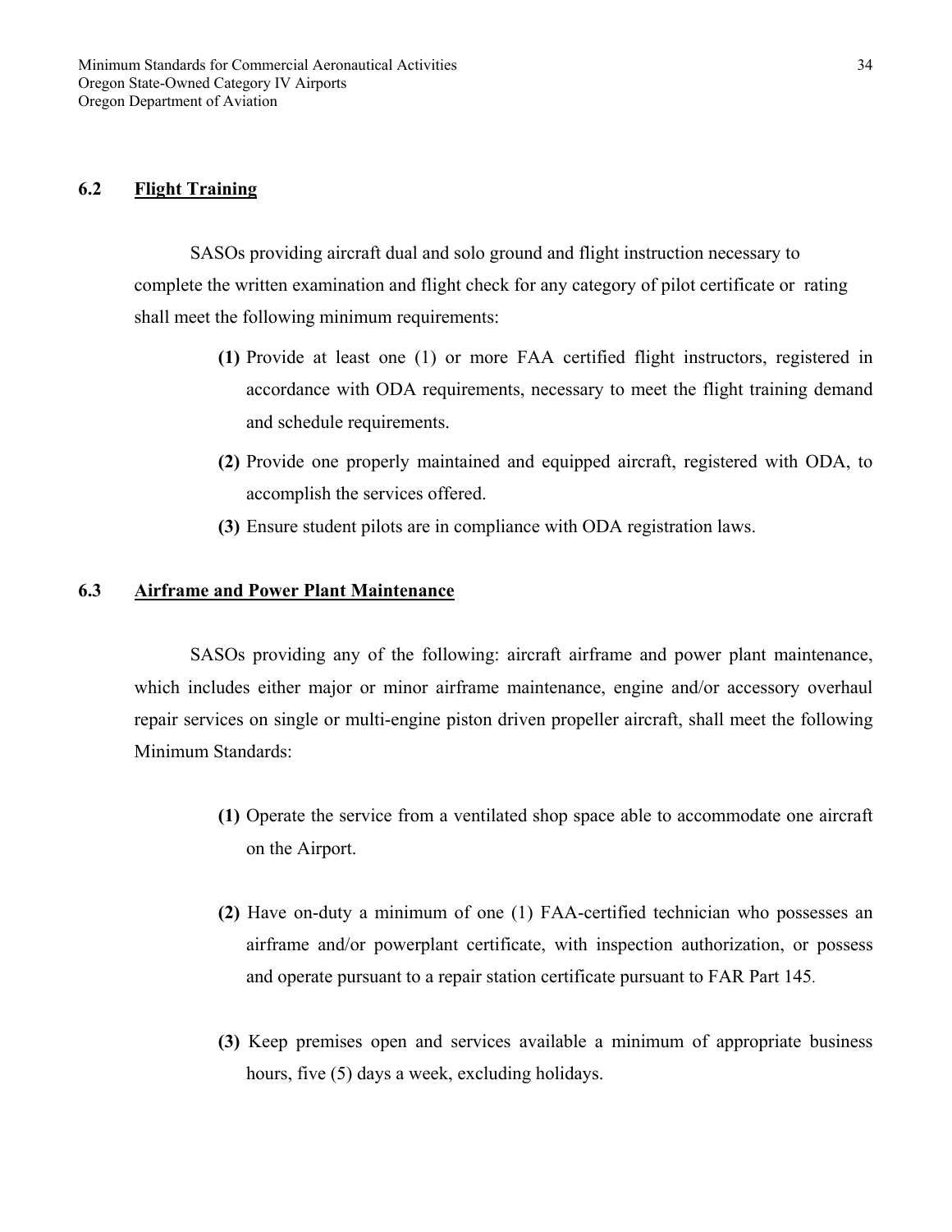### 6.2 Flight Training

SASOs providing aircraft dual and solo ground and flight instruction necessary to complete the written examination and flight check for any category of pilot certificate or rating shall meet the following minimum requirements:

**(1)** Provide at least one (1) or more FAA certified flight instructors, registered in accordance with ODA requirements, necessary to meet the flight training demand and schedule requirements.

**(2)** Provide one properly maintained and equipped aircraft, registered with ODA, to accomplish the services offered.

**(3)** Ensure student pilots are in compliance with ODA registration laws.

### 6.3 Airframe and Power Plant Maintenance

SASOs providing any of the following: aircraft airframe and power plant maintenance, which includes either major or minor airframe maintenance, engine and/or accessory overhaul repair services on single or multi-engine piston driven propeller aircraft, shall meet the following Minimum Standards:

**(1)** Operate the service from a ventilated shop space able to accommodate one aircraft on the Airport.

**(2)** Have on-duty a minimum of one (1) FAA-certified technician who possesses an airframe and/or powerplant certificate, with inspection authorization, or possess and operate pursuant to a repair station certificate pursuant to FAR Part 145.

**(3)** Keep premises open and services available a minimum of appropriate business hours, five (5) days a week, excluding holidays.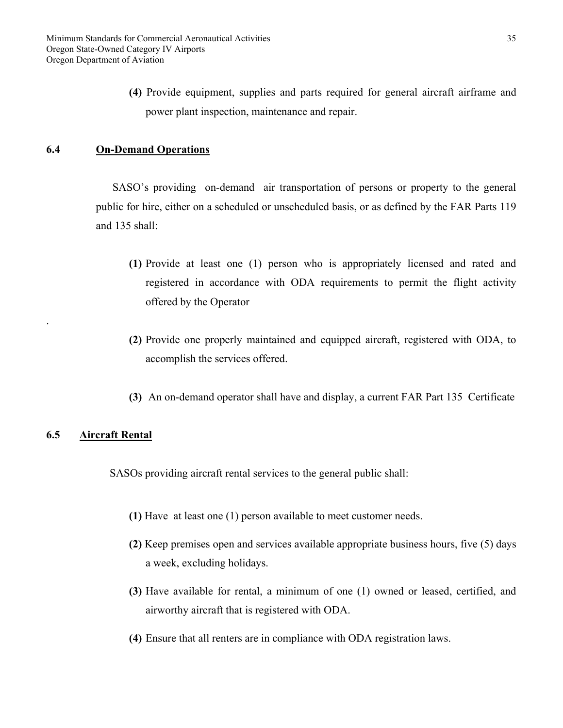**(4)** Provide equipment, supplies and parts required for general aircraft airframe and power plant inspection, maintenance and repair.

## 6.4 On-Demand Operations

SASO's providing on-demand air transportation of persons or property to the general public for hire, either on a scheduled or unscheduled basis, or as defined by the FAR Parts 119 and 135 shall:

**(1)** Provide at least one (1) person who is appropriately licensed and rated and registered in accordance with ODA requirements to permit the flight activity offered by the Operator

.

**(2)** Provide one properly maintained and equipped aircraft, registered with ODA, to accomplish the services offered.

**(3)** An on-demand operator shall have and display, a current FAR Part 135 Certificate

## 6.5 Aircraft Rental

SASOs providing aircraft rental services to the general public shall:

**(1)** Have at least one (1) person available to meet customer needs.

**(2)** Keep premises open and services available appropriate business hours, five (5) days a week, excluding holidays.

**(3)** Have available for rental, a minimum of one (1) owned or leased, certified, and airworthy aircraft that is registered with ODA.

**(4)** Ensure that all renters are in compliance with ODA registration laws.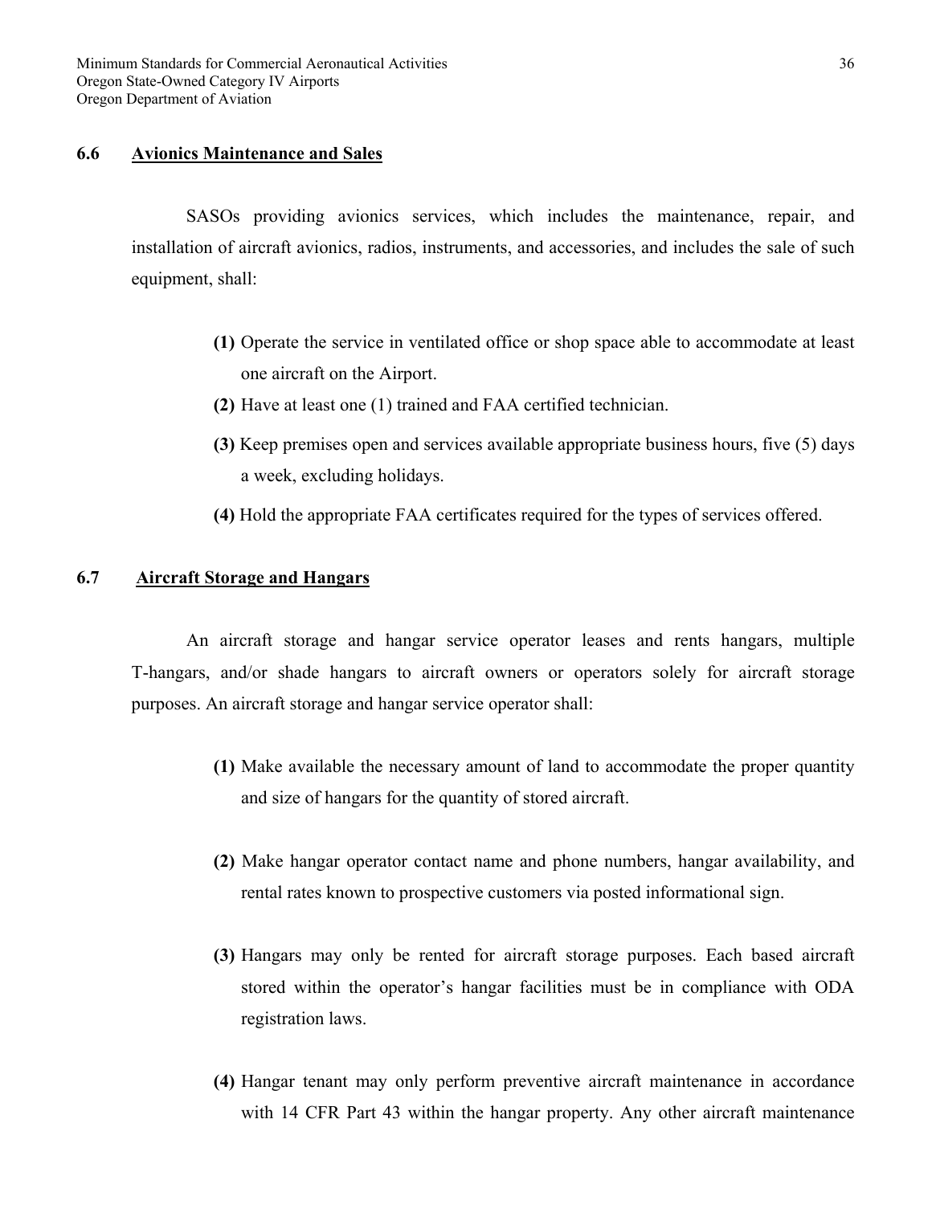### 6.6 Avionics Maintenance and Sales

SASOs providing avionics services, which includes the maintenance, repair, and installation of aircraft avionics, radios, instruments, and accessories, and includes the sale of such equipment, shall:

**(1)** Operate the service in ventilated office or shop space able to accommodate at least one aircraft on the Airport.

**(2)** Have at least one (1) trained and FAA certified technician.

**(3)** Keep premises open and services available appropriate business hours, five (5) days a week, excluding holidays.

**(4)** Hold the appropriate FAA certificates required for the types of services offered.

### 6.7 Aircraft Storage and Hangars

An aircraft storage and hangar service operator leases and rents hangars, multiple T-hangars, and/or shade hangars to aircraft owners or operators solely for aircraft storage purposes. An aircraft storage and hangar service operator shall:

**(1)** Make available the necessary amount of land to accommodate the proper quantity and size of hangars for the quantity of stored aircraft.

**(2)** Make hangar operator contact name and phone numbers, hangar availability, and rental rates known to prospective customers via posted informational sign.

**(3)** Hangars may only be rented for aircraft storage purposes. Each based aircraft stored within the operator's hangar facilities must be in compliance with ODA registration laws.

**(4)** Hangar tenant may only perform preventive aircraft maintenance in accordance with 14 CFR Part 43 within the hangar property. Any other aircraft maintenance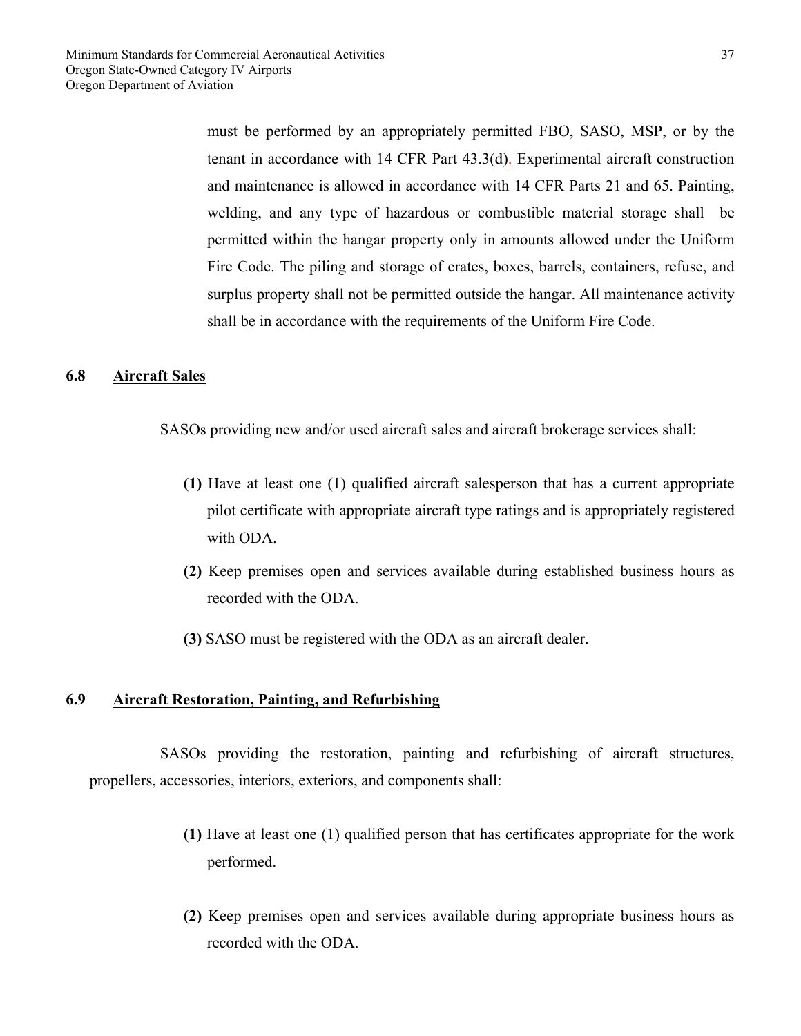must be performed by an appropriately permitted FBO, SASO, MSP, or by the tenant in accordance with 14 CFR Part 43.3(d). Experimental aircraft construction and maintenance is allowed in accordance with 14 CFR Parts 21 and 65. Painting, welding, and any type of hazardous or combustible material storage shall be permitted within the hangar property only in amounts allowed under the Uniform Fire Code. The piling and storage of crates, boxes, barrels, containers, refuse, and surplus property shall not be permitted outside the hangar. All maintenance activity shall be in accordance with the requirements of the Uniform Fire Code.

## 6.8 Aircraft Sales

SASOs providing new and/or used aircraft sales and aircraft brokerage services shall:

**(1)** Have at least one (1) qualified aircraft salesperson that has a current appropriate pilot certificate with appropriate aircraft type ratings and is appropriately registered with ODA.

**(2)** Keep premises open and services available during established business hours as recorded with the ODA.

**(3)** SASO must be registered with the ODA as an aircraft dealer.

## 6.9 Aircraft Restoration, Painting, and Refurbishing

SASOs providing the restoration, painting and refurbishing of aircraft structures, propellers, accessories, interiors, exteriors, and components shall:

**(1)** Have at least one (1) qualified person that has certificates appropriate for the work performed.

**(2)** Keep premises open and services available during appropriate business hours as recorded with the ODA.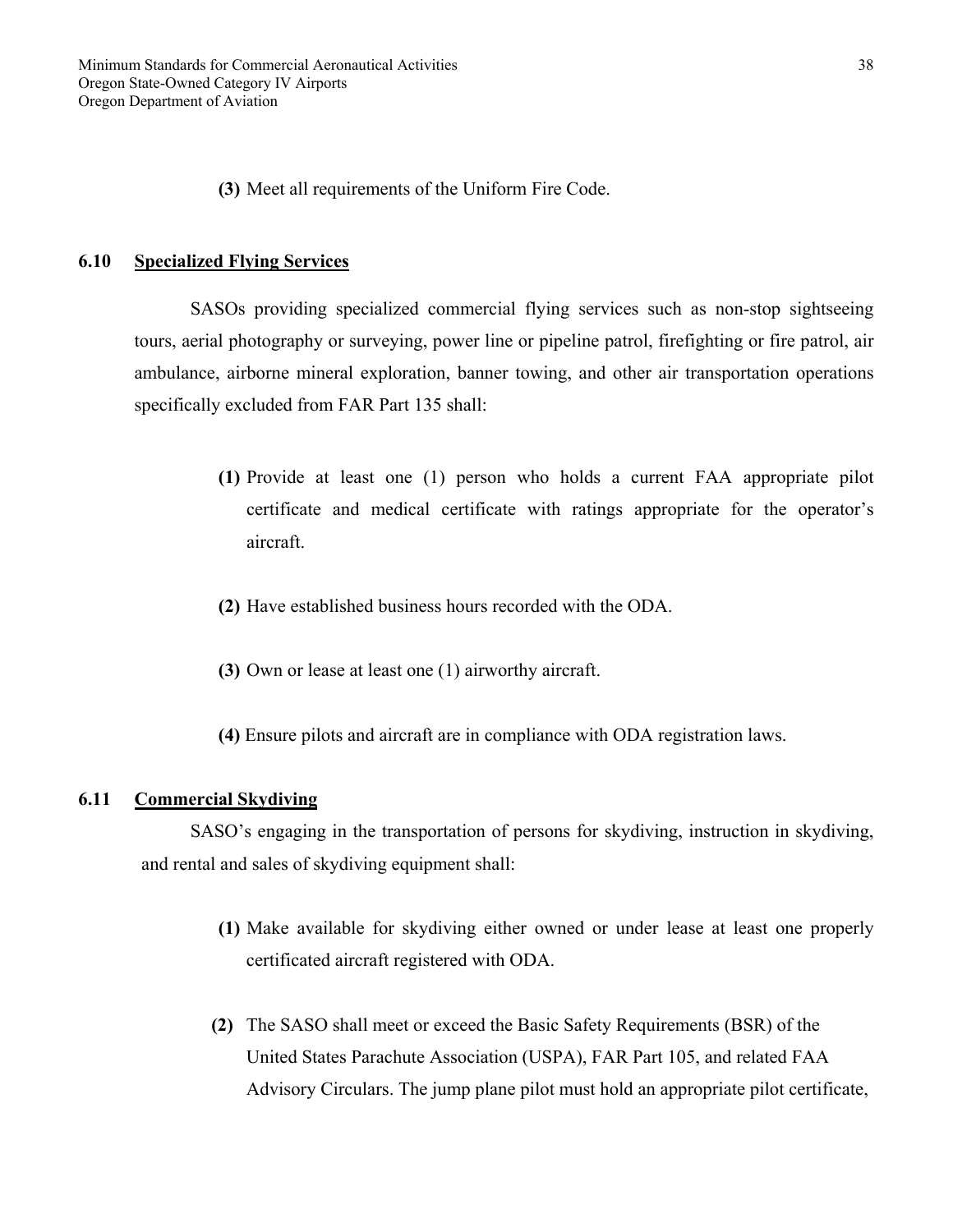**(3)** Meet all requirements of the Uniform Fire Code.

## 6.10 Specialized Flying Services

SASOs providing specialized commercial flying services such as non-stop sightseeing tours, aerial photography or surveying, power line or pipeline patrol, firefighting or fire patrol, air ambulance, airborne mineral exploration, banner towing, and other air transportation operations specifically excluded from FAR Part 135 shall:

**(1)** Provide at least one (1) person who holds a current FAA appropriate pilot certificate and medical certificate with ratings appropriate for the operator's aircraft.

**(2)** Have established business hours recorded with the ODA.

**(3)** Own or lease at least one (1) airworthy aircraft.

**(4)** Ensure pilots and aircraft are in compliance with ODA registration laws.

## 6.11 Commercial Skydiving

SASO's engaging in the transportation of persons for skydiving, instruction in skydiving, and rental and sales of skydiving equipment shall:

**(1)** Make available for skydiving either owned or under lease at least one properly certificated aircraft registered with ODA.

**(2)** The SASO shall meet or exceed the Basic Safety Requirements (BSR) of the United States Parachute Association (USPA), FAR Part 105, and related FAA Advisory Circulars. The jump plane pilot must hold an appropriate pilot certificate,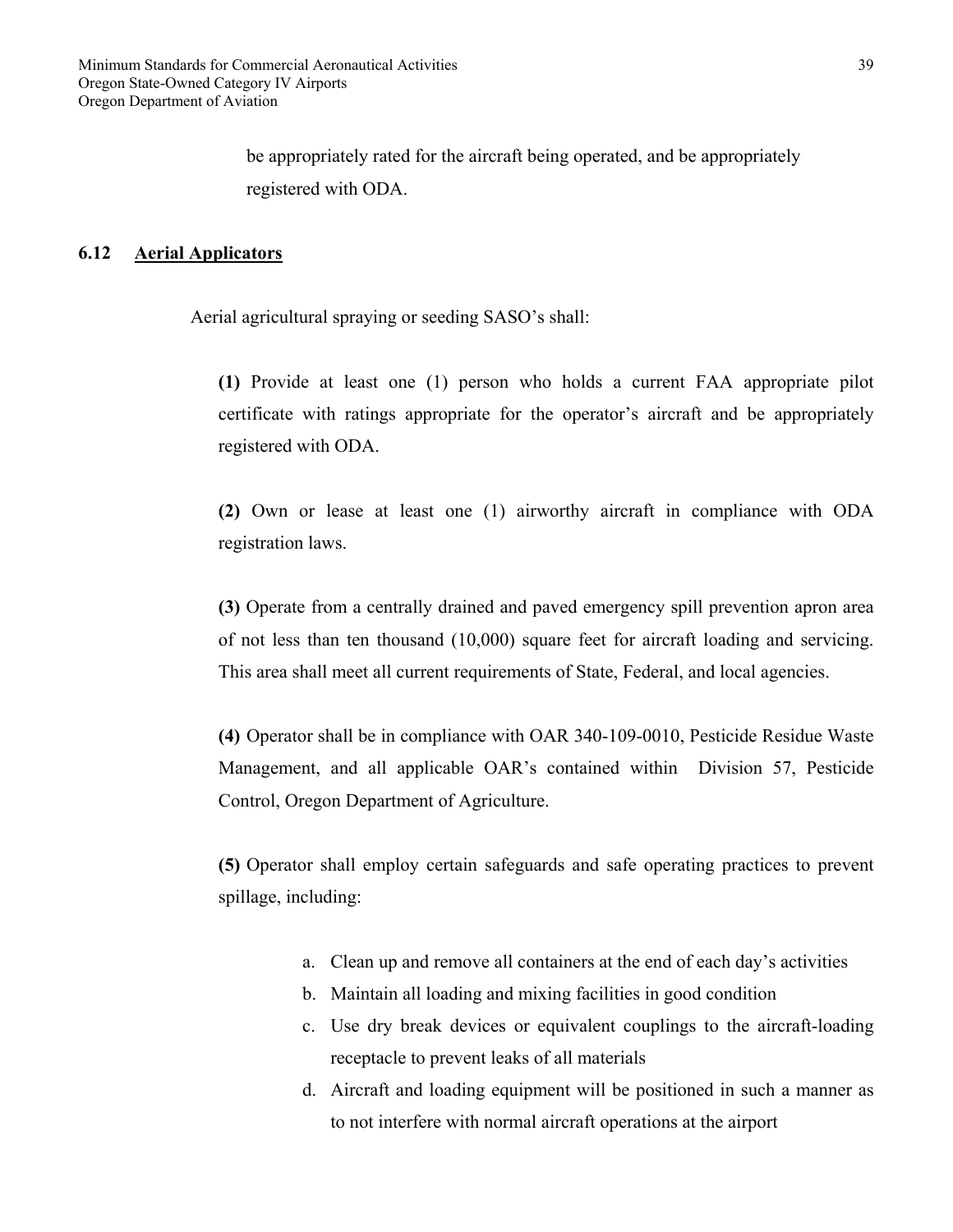be appropriately rated for the aircraft being operated, and be appropriately registered with ODA.

## 6.12 Aerial Applicators

Aerial agricultural spraying or seeding SASO's shall:

**(1)** Provide at least one (1) person who holds a current FAA appropriate pilot certificate with ratings appropriate for the operator's aircraft and be appropriately registered with ODA.

**(2)** Own or lease at least one (1) airworthy aircraft in compliance with ODA registration laws.

**(3)** Operate from a centrally drained and paved emergency spill prevention apron area of not less than ten thousand (10,000) square feet for aircraft loading and servicing. This area shall meet all current requirements of State, Federal, and local agencies.

**(4)** Operator shall be in compliance with OAR 340-109-0010, Pesticide Residue Waste Management, and all applicable OAR's contained within Division 57, Pesticide Control, Oregon Department of Agriculture.

**(5)** Operator shall employ certain safeguards and safe operating practices to prevent spillage, including:

a. Clean up and remove all containers at the end of each day's activities
b. Maintain all loading and mixing facilities in good condition
c. Use dry break devices or equivalent couplings to the aircraft-loading receptacle to prevent leaks of all materials
d. Aircraft and loading equipment will be positioned in such a manner as to not interfere with normal aircraft operations at the airport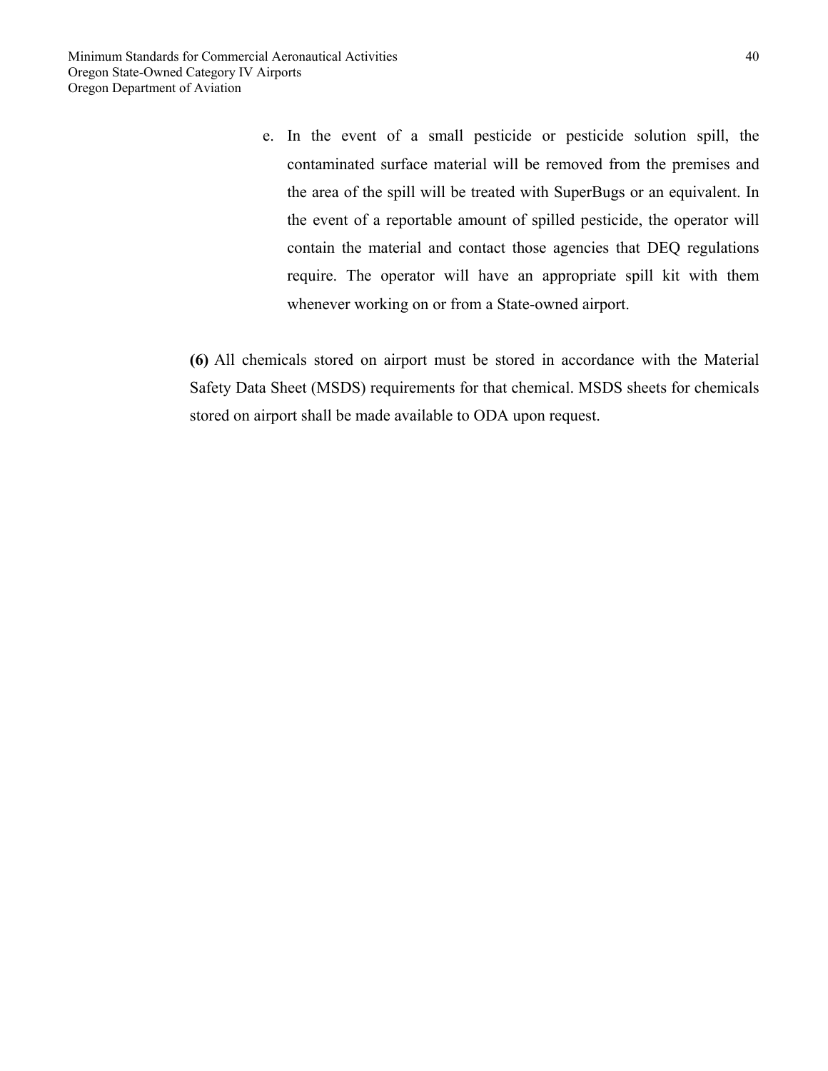e. In the event of a small pesticide or pesticide solution spill, the contaminated surface material will be removed from the premises and the area of the spill will be treated with SuperBugs or an equivalent. In the event of a reportable amount of spilled pesticide, the operator will contain the material and contact those agencies that DEQ regulations require. The operator will have an appropriate spill kit with them whenever working on or from a State-owned airport.

**(6)** All chemicals stored on airport must be stored in accordance with the Material Safety Data Sheet (MSDS) requirements for that chemical. MSDS sheets for chemicals stored on airport shall be made available to ODA upon request.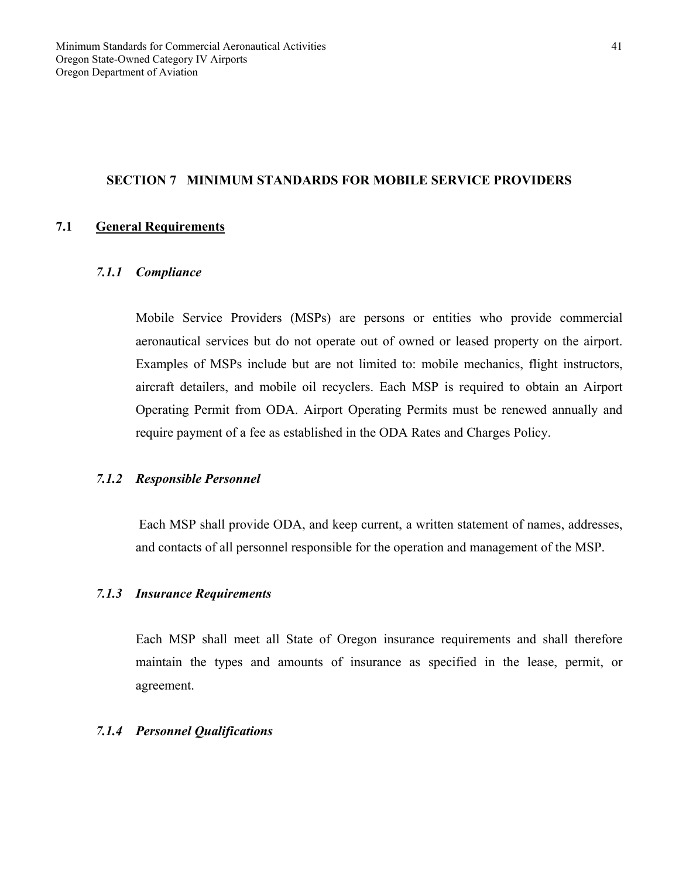# SECTION 7 MINIMUM STANDARDS FOR MOBILE SERVICE PROVIDERS

## 7.1 General Requirements

### *7.1.1 Compliance*

Mobile Service Providers (MSPs) are persons or entities who provide commercial aeronautical services but do not operate out of owned or leased property on the airport. Examples of MSPs include but are not limited to: mobile mechanics, flight instructors, aircraft detailers, and mobile oil recyclers. Each MSP is required to obtain an Airport Operating Permit from ODA. Airport Operating Permits must be renewed annually and require payment of a fee as established in the ODA Rates and Charges Policy.

### *7.1.2 Responsible Personnel*

Each MSP shall provide ODA, and keep current, a written statement of names, addresses, and contacts of all personnel responsible for the operation and management of the MSP.

### *7.1.3 Insurance Requirements*

Each MSP shall meet all State of Oregon insurance requirements and shall therefore maintain the types and amounts of insurance as specified in the lease, permit, or agreement.

### *7.1.4 Personnel Qualifications*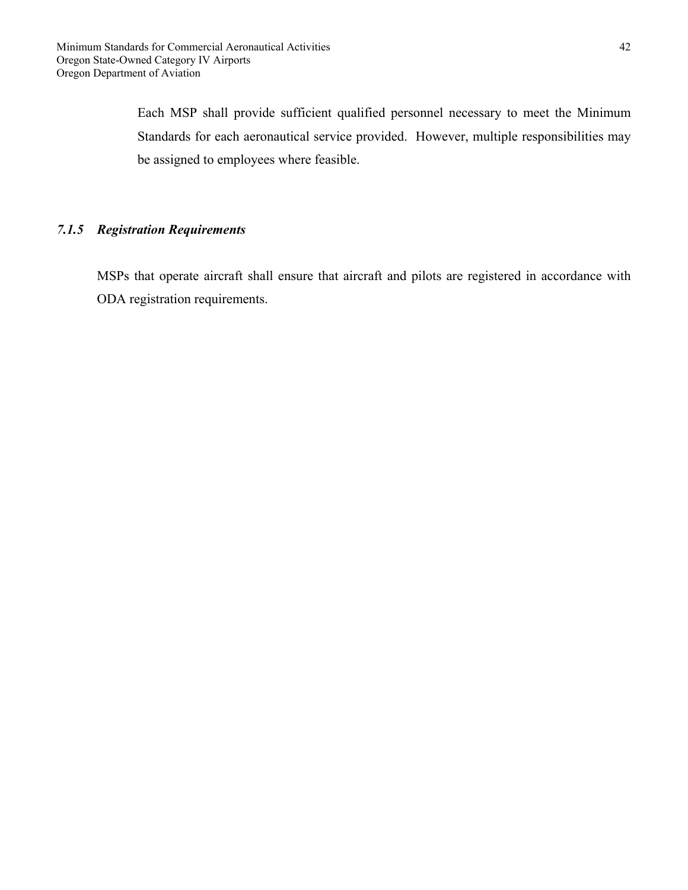Each MSP shall provide sufficient qualified personnel necessary to meet the Minimum Standards for each aeronautical service provided. However, multiple responsibilities may be assigned to employees where feasible.

### *7.1.5 Registration Requirements*

MSPs that operate aircraft shall ensure that aircraft and pilots are registered in accordance with ODA registration requirements.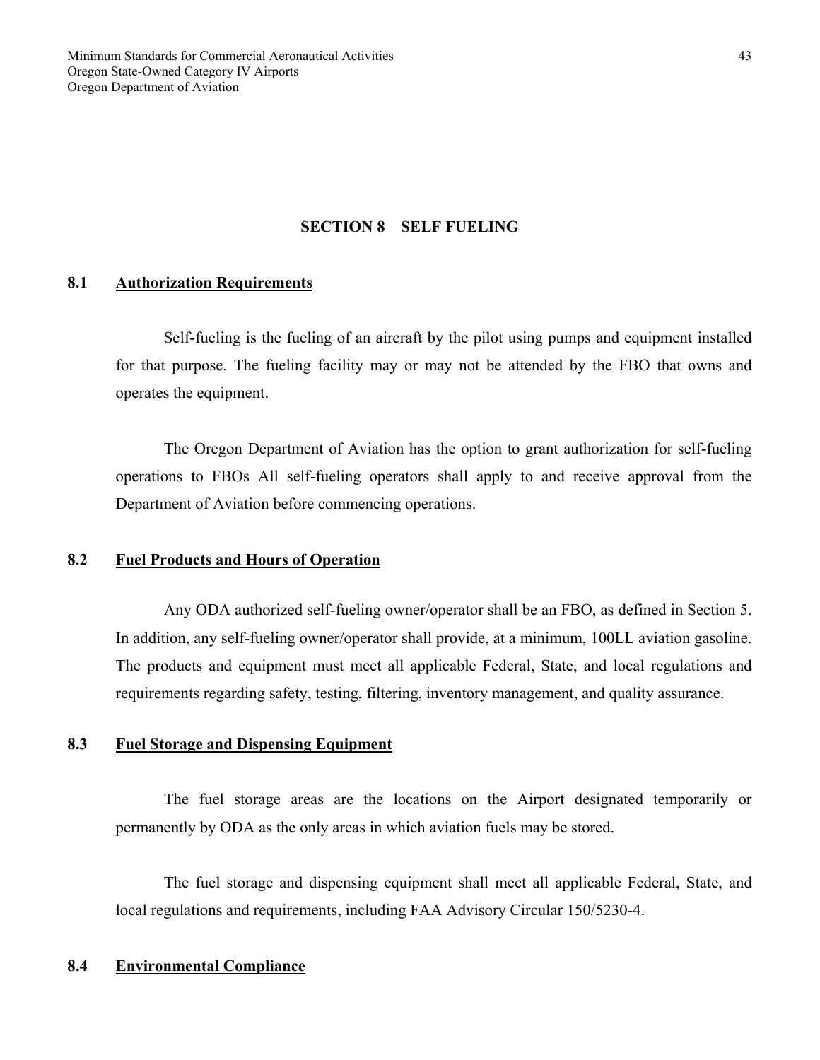# SECTION 8 SELF FUELING

## 8.1 Authorization Requirements

Self-fueling is the fueling of an aircraft by the pilot using pumps and equipment installed for that purpose. The fueling facility may or may not be attended by the FBO that owns and operates the equipment.

The Oregon Department of Aviation has the option to grant authorization for self-fueling operations to FBOs All self-fueling operators shall apply to and receive approval from the Department of Aviation before commencing operations.

## 8.2 Fuel Products and Hours of Operation

Any ODA authorized self-fueling owner/operator shall be an FBO, as defined in Section 5. In addition, any self-fueling owner/operator shall provide, at a minimum, 100LL aviation gasoline. The products and equipment must meet all applicable Federal, State, and local regulations and requirements regarding safety, testing, filtering, inventory management, and quality assurance.

## 8.3 Fuel Storage and Dispensing Equipment

The fuel storage areas are the locations on the Airport designated temporarily or permanently by ODA as the only areas in which aviation fuels may be stored.

The fuel storage and dispensing equipment shall meet all applicable Federal, State, and local regulations and requirements, including FAA Advisory Circular 150/5230-4.

## 8.4 Environmental Compliance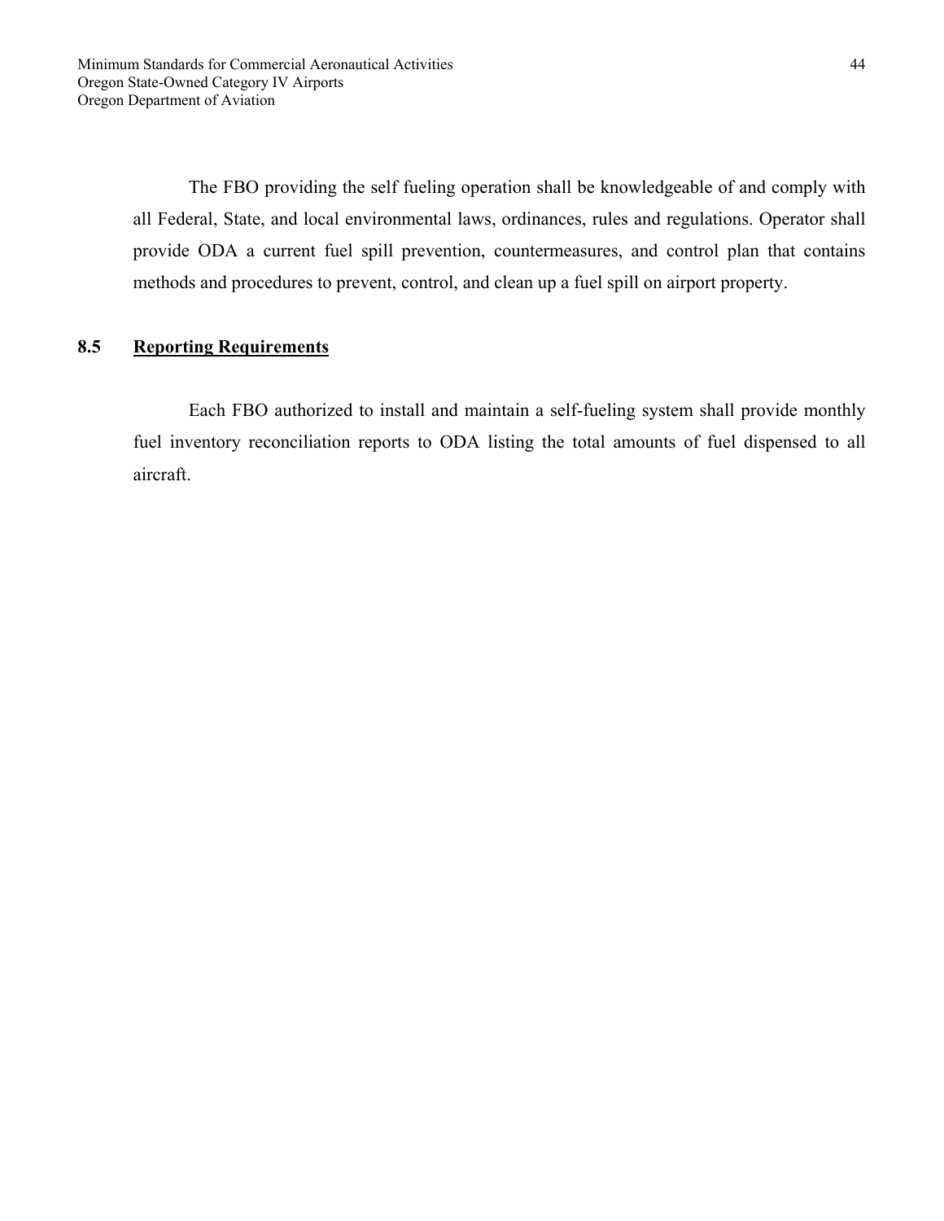The FBO providing the self fueling operation shall be knowledgeable of and comply with all Federal, State, and local environmental laws, ordinances, rules and regulations. Operator shall provide ODA a current fuel spill prevention, countermeasures, and control plan that contains methods and procedures to prevent, control, and clean up a fuel spill on airport property.

## 8.5 Reporting Requirements

Each FBO authorized to install and maintain a self-fueling system shall provide monthly fuel inventory reconciliation reports to ODA listing the total amounts of fuel dispensed to all aircraft.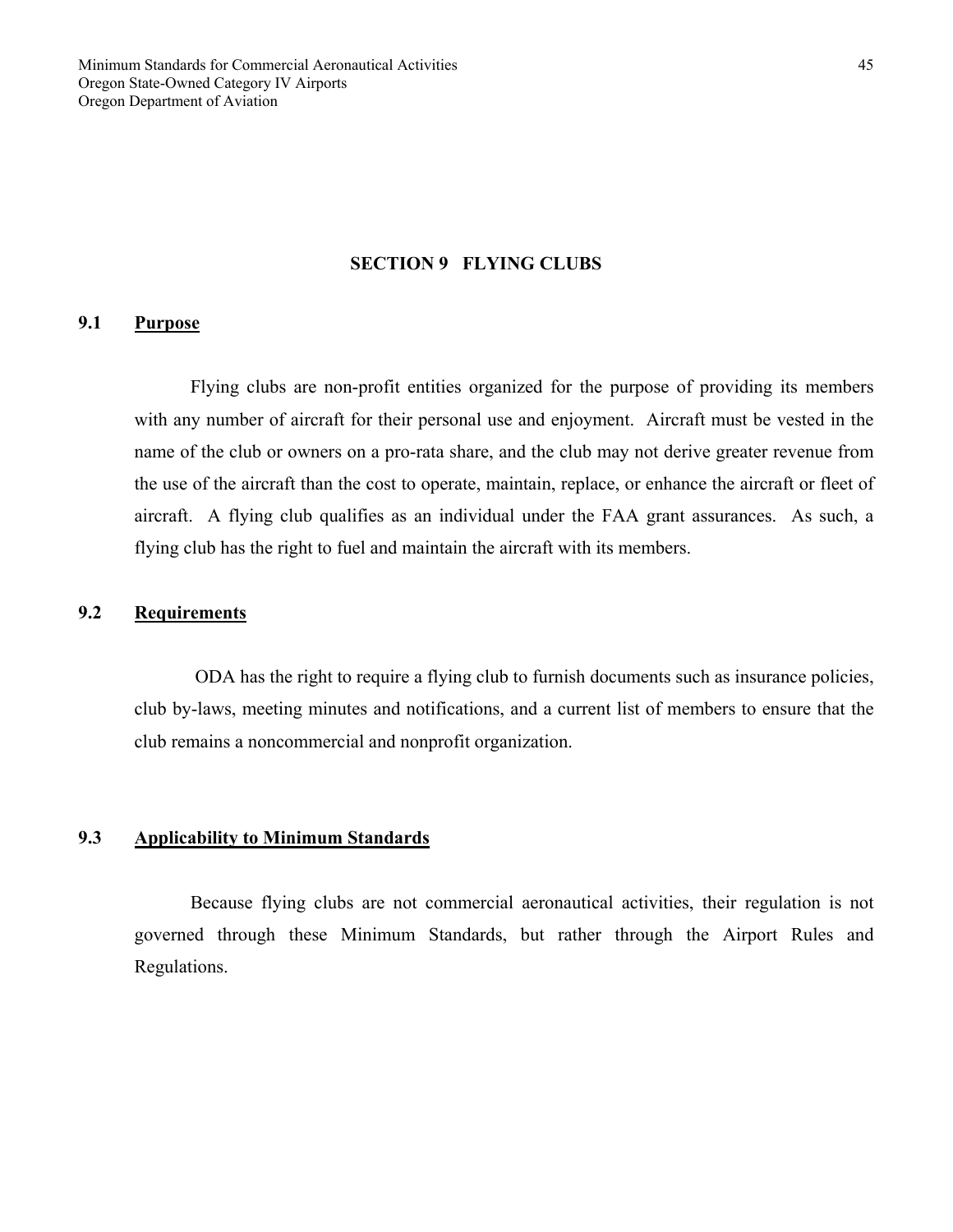# SECTION 9 FLYING CLUBS

## 9.1 Purpose

Flying clubs are non-profit entities organized for the purpose of providing its members with any number of aircraft for their personal use and enjoyment. Aircraft must be vested in the name of the club or owners on a pro-rata share, and the club may not derive greater revenue from the use of the aircraft than the cost to operate, maintain, replace, or enhance the aircraft or fleet of aircraft. A flying club qualifies as an individual under the FAA grant assurances. As such, a flying club has the right to fuel and maintain the aircraft with its members.

## 9.2 Requirements

ODA has the right to require a flying club to furnish documents such as insurance policies, club by-laws, meeting minutes and notifications, and a current list of members to ensure that the club remains a noncommercial and nonprofit organization.

## 9.3 Applicability to Minimum Standards

Because flying clubs are not commercial aeronautical activities, their regulation is not governed through these Minimum Standards, but rather through the Airport Rules and Regulations.